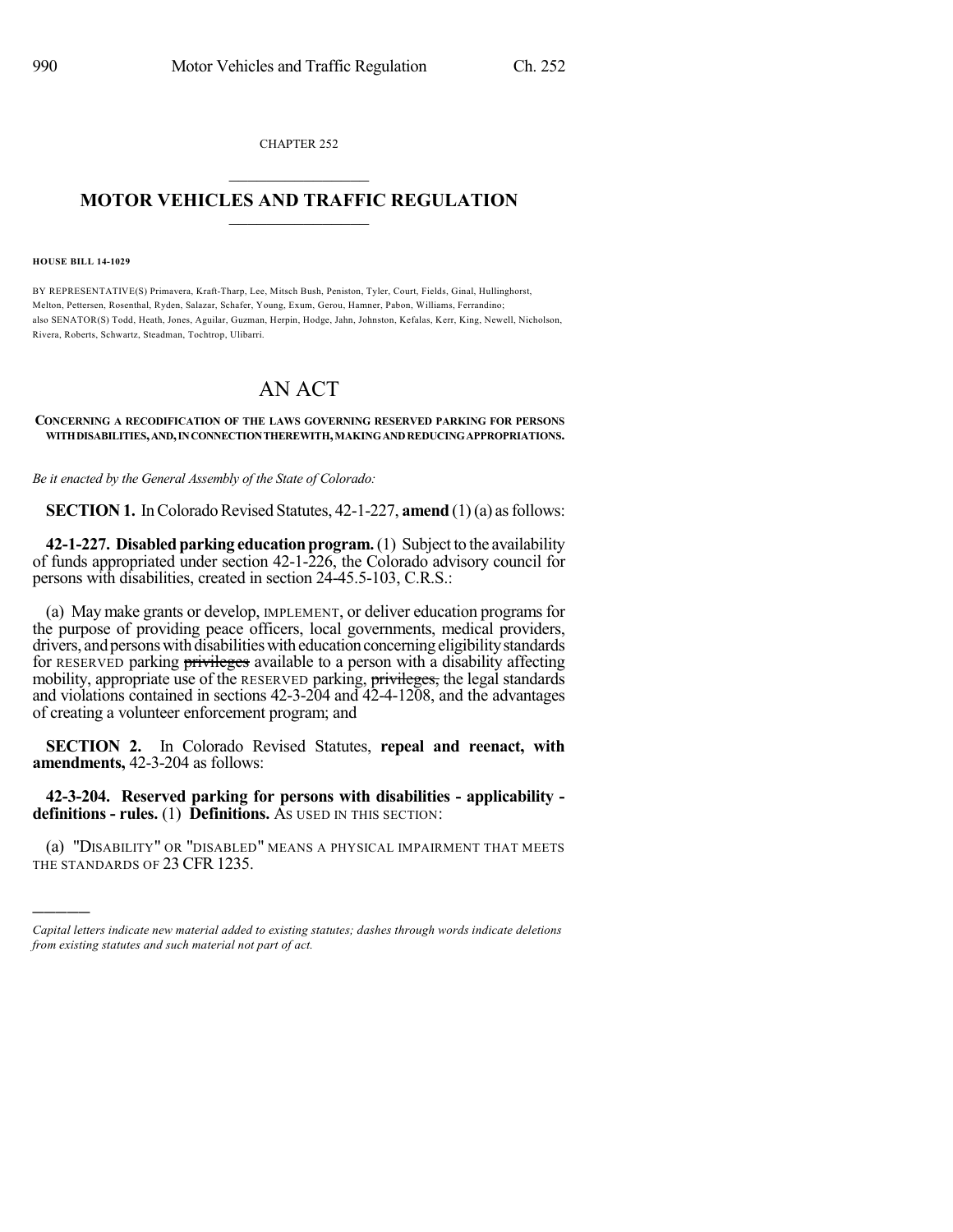CHAPTER 252

## MOTOR VEHICLES AND TRAFFIC REGULATION

**HOUSE BILL 14-1029**

BY REPRESENTATIVE(S) Primavera, Kraft-Tharp, Lee, Mitsch Bush, Peniston, Tyler, Court, Fields, Ginal, Hullinghorst, Melton, Pettersen, Rosenthal, Ryden, Salazar, Schafer, Young, Exum, Gerou, Hamner, Pabon, Williams, Ferrandino; also SENATOR(S) Todd, Heath, Jones, Aguilar, Guzman, Herpin, Hodge, Jahn, Johnston, Kefalas, Kerr, King, Newell, Nicholson, Rivera, Roberts, Schwartz, Steadman, Tochtrop, Ulibarri.

# AN ACT

**CONCERNING A RECODIFICATION OF THE LAWS GOVERNING RESERVED PARKING FOR PERSONS WITH DISABILITIES, AND, IN CONNECTION THEREWITH, MAKING AND REDUCING APPROPRIATIONS.**

*Be it enacted by the General Assembly of the State of Colorado:*

**SECTION 1.** In Colorado Revised Statutes, 42-1-227, **amend** (1) (a) as follows:

**42-1-227. Disabled parking education program.** (1) Subject to the availability of funds appropriated under section 42-1-226, the Colorado advisory council for persons with disabilities, created in section 24-45.5-103, C.R.S.:

(a) May make grants or develop, IMPLEMENT, or deliver education programs for the purpose of providing peace officers, local governments, medical providers, drivers, and persons with disabilities with education concerning eligibility standards for RESERVED parking ~~privileges~~ available to a person with a disability affecting mobility, appropriate use of the RESERVED parking, ~~privileges,~~ the legal standards and violations contained in sections 42-3-204 and 42-4-1208, and the advantages of creating a volunteer enforcement program; and

**SECTION 2.** In Colorado Revised Statutes, **repeal and reenact, with amendments,** 42-3-204 as follows:

**42-3-204. Reserved parking for persons with disabilities - applicability - definitions - rules.** (1) **Definitions.** AS USED IN THIS SECTION:

(a) "DISABILITY" OR "DISABLED" MEANS A PHYSICAL IMPAIRMENT THAT MEETS THE STANDARDS OF 23 CFR 1235.

*Capital letters indicate new material added to existing statutes; dashes through words indicate deletions from existing statutes and such material not part of act.*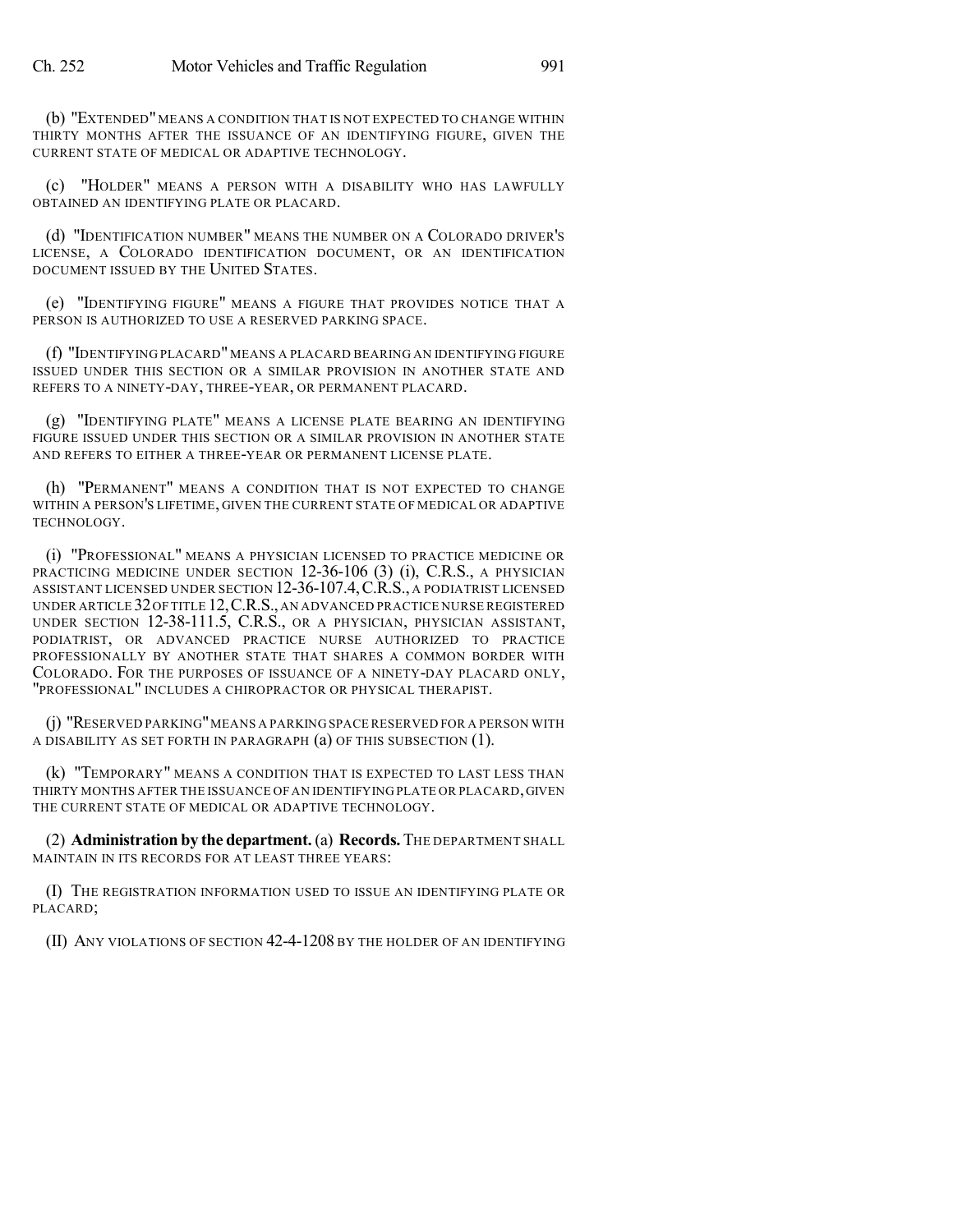(b) "EXTENDED" MEANS A CONDITION THAT IS NOT EXPECTED TO CHANGE WITHIN THIRTY MONTHS AFTER THE ISSUANCE OF AN IDENTIFYING FIGURE, GIVEN THE CURRENT STATE OF MEDICAL OR ADAPTIVE TECHNOLOGY.

(c) "HOLDER" MEANS A PERSON WITH A DISABILITY WHO HAS LAWFULLY OBTAINED AN IDENTIFYING PLATE OR PLACARD.

(d) "IDENTIFICATION NUMBER" MEANS THE NUMBER ON A COLORADO DRIVER'S LICENSE, A COLORADO IDENTIFICATION DOCUMENT, OR AN IDENTIFICATION DOCUMENT ISSUED BY THE UNITED STATES.

(e) "IDENTIFYING FIGURE" MEANS A FIGURE THAT PROVIDES NOTICE THAT A PERSON IS AUTHORIZED TO USE A RESERVED PARKING SPACE.

(f) "IDENTIFYING PLACARD" MEANS A PLACARD BEARING AN IDENTIFYING FIGURE ISSUED UNDER THIS SECTION OR A SIMILAR PROVISION IN ANOTHER STATE AND REFERS TO A NINETY-DAY, THREE-YEAR, OR PERMANENT PLACARD.

(g) "IDENTIFYING PLATE" MEANS A LICENSE PLATE BEARING AN IDENTIFYING FIGURE ISSUED UNDER THIS SECTION OR A SIMILAR PROVISION IN ANOTHER STATE AND REFERS TO EITHER A THREE-YEAR OR PERMANENT LICENSE PLATE.

(h) "PERMANENT" MEANS A CONDITION THAT IS NOT EXPECTED TO CHANGE WITHIN A PERSON'S LIFETIME, GIVEN THE CURRENT STATE OF MEDICAL OR ADAPTIVE TECHNOLOGY.

(i) "PROFESSIONAL" MEANS A PHYSICIAN LICENSED TO PRACTICE MEDICINE OR PRACTICING MEDICINE UNDER SECTION 12-36-106 (3) (i), C.R.S., A PHYSICIAN ASSISTANT LICENSED UNDER SECTION 12-36-107.4, C.R.S., A PODIATRIST LICENSED UNDER ARTICLE 32 OF TITLE 12, C.R.S., AN ADVANCED PRACTICE NURSE REGISTERED UNDER SECTION 12-38-111.5, C.R.S., OR A PHYSICIAN, PHYSICIAN ASSISTANT, PODIATRIST, OR ADVANCED PRACTICE NURSE AUTHORIZED TO PRACTICE PROFESSIONALLY BY ANOTHER STATE THAT SHARES A COMMON BORDER WITH COLORADO. FOR THE PURPOSES OF ISSUANCE OF A NINETY-DAY PLACARD ONLY, "PROFESSIONAL" INCLUDES A CHIROPRACTOR OR PHYSICAL THERAPIST.

(j) "RESERVED PARKING" MEANS A PARKING SPACE RESERVED FOR A PERSON WITH A DISABILITY AS SET FORTH IN PARAGRAPH (a) OF THIS SUBSECTION (1).

(k) "TEMPORARY" MEANS A CONDITION THAT IS EXPECTED TO LAST LESS THAN THIRTY MONTHS AFTER THE ISSUANCE OF AN IDENTIFYING PLATE OR PLACARD, GIVEN THE CURRENT STATE OF MEDICAL OR ADAPTIVE TECHNOLOGY.

(2) **Administration by the department.** (a) **Records.** THE DEPARTMENT SHALL MAINTAIN IN ITS RECORDS FOR AT LEAST THREE YEARS:

(I) THE REGISTRATION INFORMATION USED TO ISSUE AN IDENTIFYING PLATE OR PLACARD;

(II) ANY VIOLATIONS OF SECTION 42-4-1208 BY THE HOLDER OF AN IDENTIFYING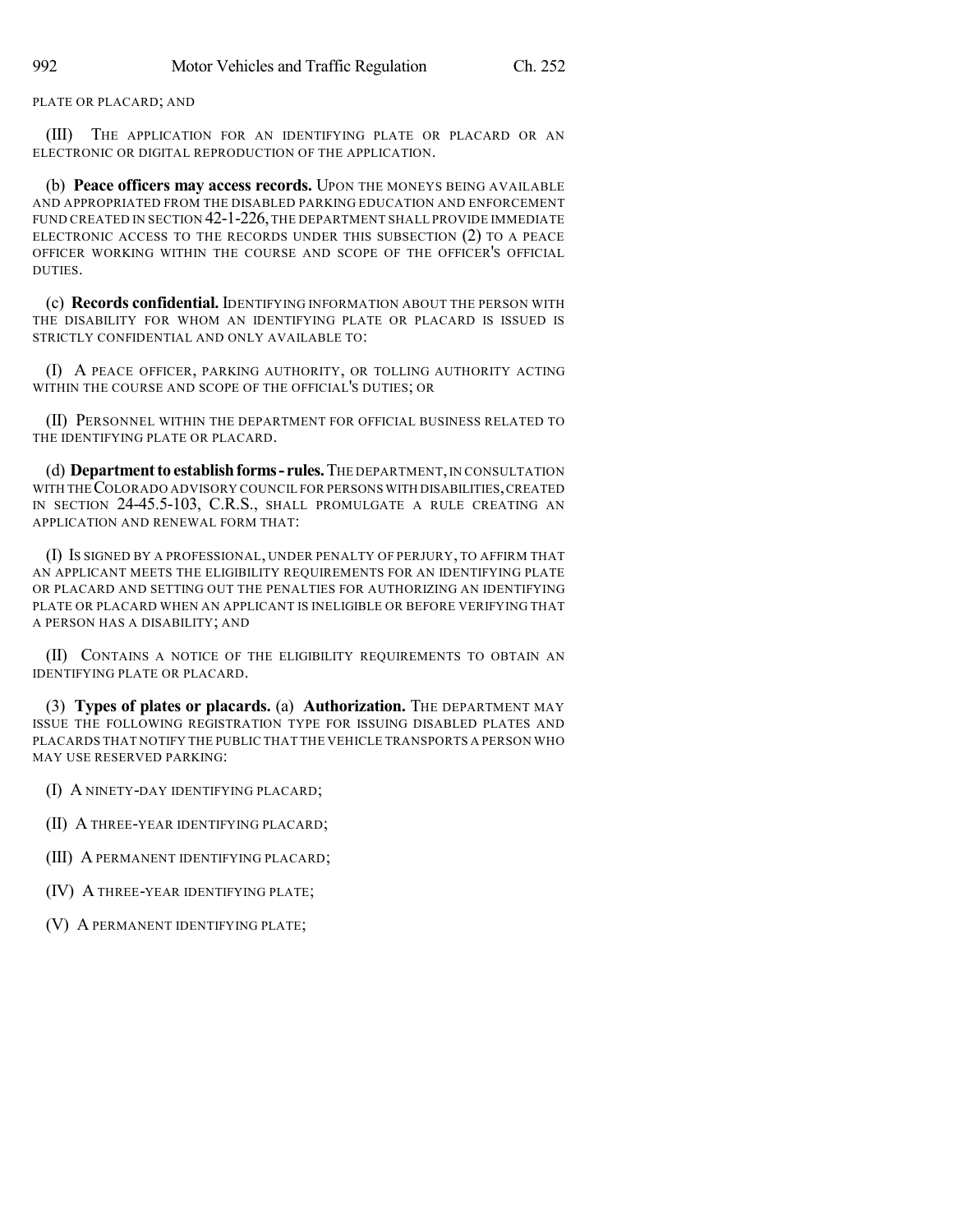PLATE OR PLACARD; AND

(III) THE APPLICATION FOR AN IDENTIFYING PLATE OR PLACARD OR AN ELECTRONIC OR DIGITAL REPRODUCTION OF THE APPLICATION.

(b) **Peace officers may access records.** UPON THE MONEYS BEING AVAILABLE AND APPROPRIATED FROM THE DISABLED PARKING EDUCATION AND ENFORCEMENT FUND CREATED IN SECTION 42-1-226, THE DEPARTMENT SHALL PROVIDE IMMEDIATE ELECTRONIC ACCESS TO THE RECORDS UNDER THIS SUBSECTION (2) TO A PEACE OFFICER WORKING WITHIN THE COURSE AND SCOPE OF THE OFFICER'S OFFICIAL DUTIES.

(c) **Records confidential.** IDENTIFYING INFORMATION ABOUT THE PERSON WITH THE DISABILITY FOR WHOM AN IDENTIFYING PLATE OR PLACARD IS ISSUED IS STRICTLY CONFIDENTIAL AND ONLY AVAILABLE TO:

(I) A PEACE OFFICER, PARKING AUTHORITY, OR TOLLING AUTHORITY ACTING WITHIN THE COURSE AND SCOPE OF THE OFFICIAL'S DUTIES; OR

(II) PERSONNEL WITHIN THE DEPARTMENT FOR OFFICIAL BUSINESS RELATED TO THE IDENTIFYING PLATE OR PLACARD.

(d) **Department to establish forms - rules.** THE DEPARTMENT, IN CONSULTATION WITH THE COLORADO ADVISORY COUNCIL FOR PERSONS WITH DISABILITIES, CREATED IN SECTION 24-45.5-103, C.R.S., SHALL PROMULGATE A RULE CREATING AN APPLICATION AND RENEWAL FORM THAT:

(I) IS SIGNED BY A PROFESSIONAL, UNDER PENALTY OF PERJURY, TO AFFIRM THAT AN APPLICANT MEETS THE ELIGIBILITY REQUIREMENTS FOR AN IDENTIFYING PLATE OR PLACARD AND SETTING OUT THE PENALTIES FOR AUTHORIZING AN IDENTIFYING PLATE OR PLACARD WHEN AN APPLICANT IS INELIGIBLE OR BEFORE VERIFYING THAT A PERSON HAS A DISABILITY; AND

(II) CONTAINS A NOTICE OF THE ELIGIBILITY REQUIREMENTS TO OBTAIN AN IDENTIFYING PLATE OR PLACARD.

(3) **Types of plates or placards.** (a) **Authorization.** THE DEPARTMENT MAY ISSUE THE FOLLOWING REGISTRATION TYPE FOR ISSUING DISABLED PLATES AND PLACARDS THAT NOTIFY THE PUBLIC THAT THE VEHICLE TRANSPORTS A PERSON WHO MAY USE RESERVED PARKING:

(I) A NINETY-DAY IDENTIFYING PLACARD;

(II) A THREE-YEAR IDENTIFYING PLACARD;

(III) A PERMANENT IDENTIFYING PLACARD;

(IV) A THREE-YEAR IDENTIFYING PLATE;

(V) A PERMANENT IDENTIFYING PLATE;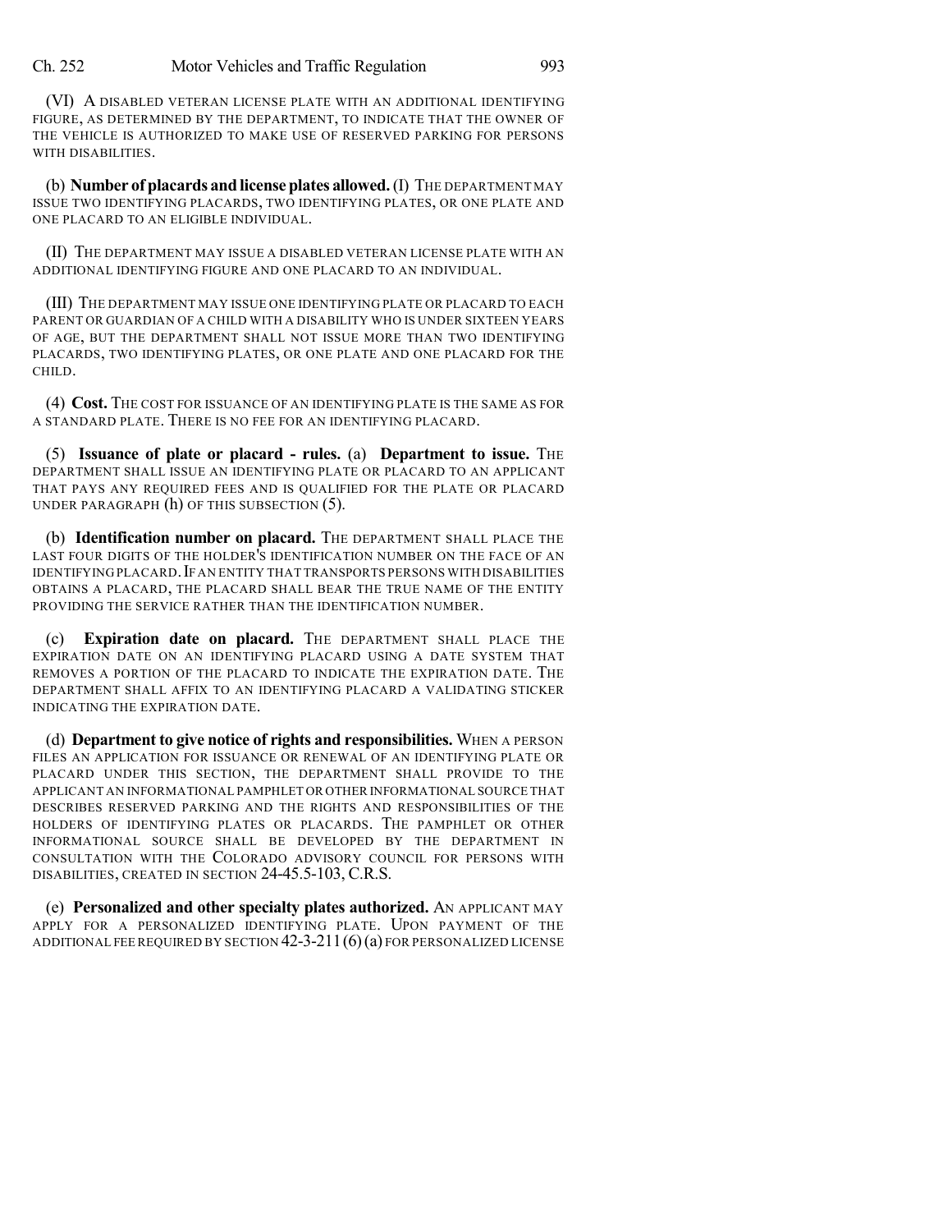(VI) A DISABLED VETERAN LICENSE PLATE WITH AN ADDITIONAL IDENTIFYING FIGURE, AS DETERMINED BY THE DEPARTMENT, TO INDICATE THAT THE OWNER OF THE VEHICLE IS AUTHORIZED TO MAKE USE OF RESERVED PARKING FOR PERSONS WITH DISABILITIES.

(b) **Number of placards and license plates allowed.** (I) THE DEPARTMENT MAY ISSUE TWO IDENTIFYING PLACARDS, TWO IDENTIFYING PLATES, OR ONE PLATE AND ONE PLACARD TO AN ELIGIBLE INDIVIDUAL.

(II) THE DEPARTMENT MAY ISSUE A DISABLED VETERAN LICENSE PLATE WITH AN ADDITIONAL IDENTIFYING FIGURE AND ONE PLACARD TO AN INDIVIDUAL.

(III) THE DEPARTMENT MAY ISSUE ONE IDENTIFYING PLATE OR PLACARD TO EACH PARENT OR GUARDIAN OF A CHILD WITH A DISABILITY WHO IS UNDER SIXTEEN YEARS OF AGE, BUT THE DEPARTMENT SHALL NOT ISSUE MORE THAN TWO IDENTIFYING PLACARDS, TWO IDENTIFYING PLATES, OR ONE PLATE AND ONE PLACARD FOR THE CHILD.

(4) **Cost.** THE COST FOR ISSUANCE OF AN IDENTIFYING PLATE IS THE SAME AS FOR A STANDARD PLATE. THERE IS NO FEE FOR AN IDENTIFYING PLACARD.

(5) **Issuance of plate or placard - rules.** (a) **Department to issue.** THE DEPARTMENT SHALL ISSUE AN IDENTIFYING PLATE OR PLACARD TO AN APPLICANT THAT PAYS ANY REQUIRED FEES AND IS QUALIFIED FOR THE PLATE OR PLACARD UNDER PARAGRAPH (h) OF THIS SUBSECTION (5).

(b) **Identification number on placard.** THE DEPARTMENT SHALL PLACE THE LAST FOUR DIGITS OF THE HOLDER'S IDENTIFICATION NUMBER ON THE FACE OF AN IDENTIFYING PLACARD. IF AN ENTITY THAT TRANSPORTS PERSONS WITH DISABILITIES OBTAINS A PLACARD, THE PLACARD SHALL BEAR THE TRUE NAME OF THE ENTITY PROVIDING THE SERVICE RATHER THAN THE IDENTIFICATION NUMBER.

(c) **Expiration date on placard.** THE DEPARTMENT SHALL PLACE THE EXPIRATION DATE ON AN IDENTIFYING PLACARD USING A DATE SYSTEM THAT REMOVES A PORTION OF THE PLACARD TO INDICATE THE EXPIRATION DATE. THE DEPARTMENT SHALL AFFIX TO AN IDENTIFYING PLACARD A VALIDATING STICKER INDICATING THE EXPIRATION DATE.

(d) **Department to give notice of rights and responsibilities.** WHEN A PERSON FILES AN APPLICATION FOR ISSUANCE OR RENEWAL OF AN IDENTIFYING PLATE OR PLACARD UNDER THIS SECTION, THE DEPARTMENT SHALL PROVIDE TO THE APPLICANT AN INFORMATIONAL PAMPHLET OR OTHER INFORMATIONAL SOURCE THAT DESCRIBES RESERVED PARKING AND THE RIGHTS AND RESPONSIBILITIES OF THE HOLDERS OF IDENTIFYING PLATES OR PLACARDS. THE PAMPHLET OR OTHER INFORMATIONAL SOURCE SHALL BE DEVELOPED BY THE DEPARTMENT IN CONSULTATION WITH THE COLORADO ADVISORY COUNCIL FOR PERSONS WITH DISABILITIES, CREATED IN SECTION 24-45.5-103, C.R.S.

(e) **Personalized and other specialty plates authorized.** AN APPLICANT MAY APPLY FOR A PERSONALIZED IDENTIFYING PLATE. UPON PAYMENT OF THE ADDITIONAL FEE REQUIRED BY SECTION 42-3-211 (6) (a) FOR PERSONALIZED LICENSE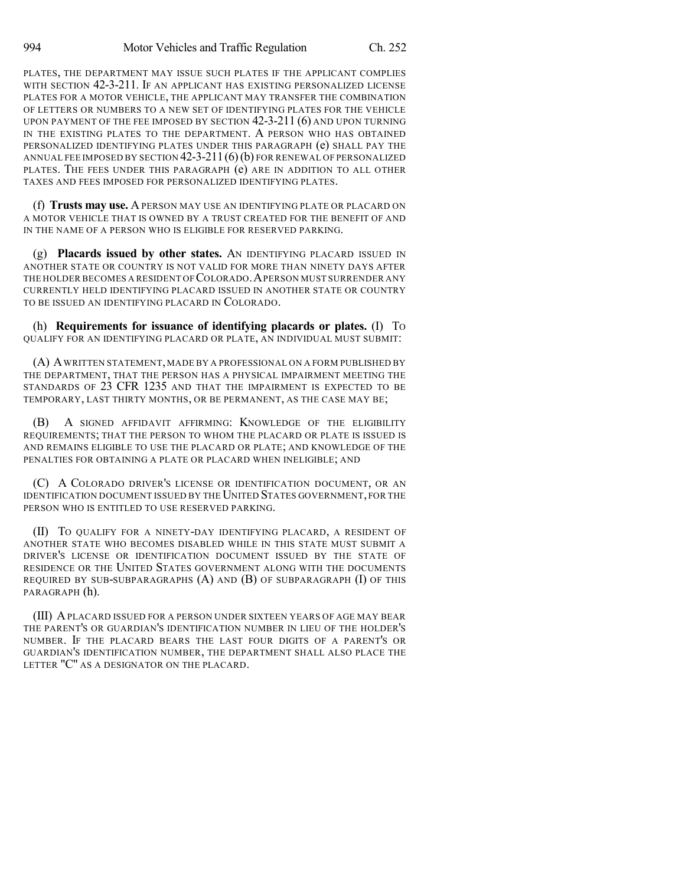PLATES, THE DEPARTMENT MAY ISSUE SUCH PLATES IF THE APPLICANT COMPLIES WITH SECTION 42-3-211. IF AN APPLICANT HAS EXISTING PERSONALIZED LICENSE PLATES FOR A MOTOR VEHICLE, THE APPLICANT MAY TRANSFER THE COMBINATION OF LETTERS OR NUMBERS TO A NEW SET OF IDENTIFYING PLATES FOR THE VEHICLE UPON PAYMENT OF THE FEE IMPOSED BY SECTION 42-3-211 (6) AND UPON TURNING IN THE EXISTING PLATES TO THE DEPARTMENT. A PERSON WHO HAS OBTAINED PERSONALIZED IDENTIFYING PLATES UNDER THIS PARAGRAPH (e) SHALL PAY THE ANNUAL FEE IMPOSED BY SECTION 42-3-211 (6) (b) FOR RENEWAL OF PERSONALIZED PLATES. THE FEES UNDER THIS PARAGRAPH (e) ARE IN ADDITION TO ALL OTHER TAXES AND FEES IMPOSED FOR PERSONALIZED IDENTIFYING PLATES.

(f) **Trusts may use.** A PERSON MAY USE AN IDENTIFYING PLATE OR PLACARD ON A MOTOR VEHICLE THAT IS OWNED BY A TRUST CREATED FOR THE BENEFIT OF AND IN THE NAME OF A PERSON WHO IS ELIGIBLE FOR RESERVED PARKING.

(g) **Placards issued by other states.** AN IDENTIFYING PLACARD ISSUED IN ANOTHER STATE OR COUNTRY IS NOT VALID FOR MORE THAN NINETY DAYS AFTER THE HOLDER BECOMES A RESIDENT OF COLORADO. A PERSON MUST SURRENDER ANY CURRENTLY HELD IDENTIFYING PLACARD ISSUED IN ANOTHER STATE OR COUNTRY TO BE ISSUED AN IDENTIFYING PLACARD IN COLORADO.

(h) **Requirements for issuance of identifying placards or plates.** (I) TO QUALIFY FOR AN IDENTIFYING PLACARD OR PLATE, AN INDIVIDUAL MUST SUBMIT:

(A) A WRITTEN STATEMENT, MADE BY A PROFESSIONAL ON A FORM PUBLISHED BY THE DEPARTMENT, THAT THE PERSON HAS A PHYSICAL IMPAIRMENT MEETING THE STANDARDS OF 23 CFR 1235 AND THAT THE IMPAIRMENT IS EXPECTED TO BE TEMPORARY, LAST THIRTY MONTHS, OR BE PERMANENT, AS THE CASE MAY BE;

(B) A SIGNED AFFIDAVIT AFFIRMING: KNOWLEDGE OF THE ELIGIBILITY REQUIREMENTS; THAT THE PERSON TO WHOM THE PLACARD OR PLATE IS ISSUED IS AND REMAINS ELIGIBLE TO USE THE PLACARD OR PLATE; AND KNOWLEDGE OF THE PENALTIES FOR OBTAINING A PLATE OR PLACARD WHEN INELIGIBLE; AND

(C) A COLORADO DRIVER'S LICENSE OR IDENTIFICATION DOCUMENT, OR AN IDENTIFICATION DOCUMENT ISSUED BY THE UNITED STATES GOVERNMENT, FOR THE PERSON WHO IS ENTITLED TO USE RESERVED PARKING.

(II) TO QUALIFY FOR A NINETY-DAY IDENTIFYING PLACARD, A RESIDENT OF ANOTHER STATE WHO BECOMES DISABLED WHILE IN THIS STATE MUST SUBMIT A DRIVER'S LICENSE OR IDENTIFICATION DOCUMENT ISSUED BY THE STATE OF RESIDENCE OR THE UNITED STATES GOVERNMENT ALONG WITH THE DOCUMENTS REQUIRED BY SUB-SUBPARAGRAPHS (A) AND (B) OF SUBPARAGRAPH (I) OF THIS PARAGRAPH (h).

(III) A PLACARD ISSUED FOR A PERSON UNDER SIXTEEN YEARS OF AGE MAY BEAR THE PARENT'S OR GUARDIAN'S IDENTIFICATION NUMBER IN LIEU OF THE HOLDER'S NUMBER. IF THE PLACARD BEARS THE LAST FOUR DIGITS OF A PARENT'S OR GUARDIAN'S IDENTIFICATION NUMBER, THE DEPARTMENT SHALL ALSO PLACE THE LETTER "C" AS A DESIGNATOR ON THE PLACARD.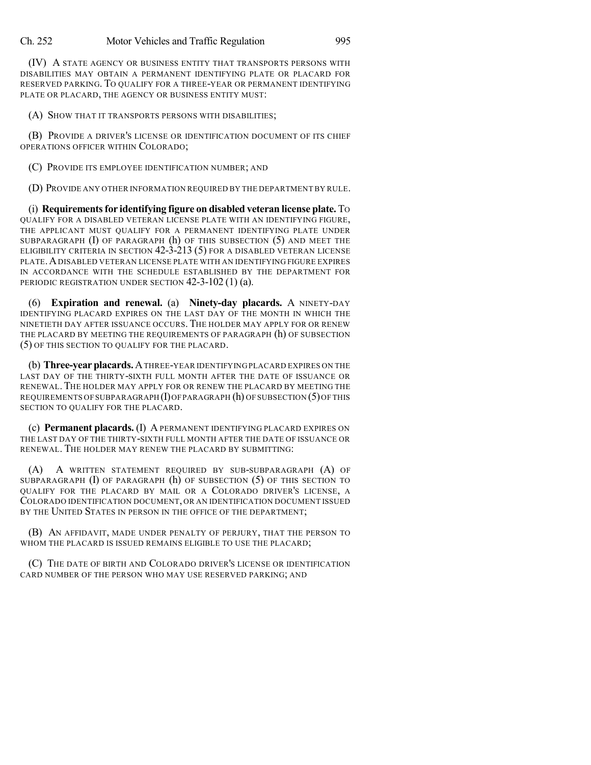(IV) A STATE AGENCY OR BUSINESS ENTITY THAT TRANSPORTS PERSONS WITH DISABILITIES MAY OBTAIN A PERMANENT IDENTIFYING PLATE OR PLACARD FOR RESERVED PARKING. TO QUALIFY FOR A THREE-YEAR OR PERMANENT IDENTIFYING PLATE OR PLACARD, THE AGENCY OR BUSINESS ENTITY MUST:

(A) SHOW THAT IT TRANSPORTS PERSONS WITH DISABILITIES;

(B) PROVIDE A DRIVER'S LICENSE OR IDENTIFICATION DOCUMENT OF ITS CHIEF OPERATIONS OFFICER WITHIN COLORADO;

(C) PROVIDE ITS EMPLOYEE IDENTIFICATION NUMBER; AND

(D) PROVIDE ANY OTHER INFORMATION REQUIRED BY THE DEPARTMENT BY RULE.

(i) **Requirements for identifying figure on disabled veteran license plate.** TO QUALIFY FOR A DISABLED VETERAN LICENSE PLATE WITH AN IDENTIFYING FIGURE, THE APPLICANT MUST QUALIFY FOR A PERMANENT IDENTIFYING PLATE UNDER SUBPARAGRAPH (I) OF PARAGRAPH (h) OF THIS SUBSECTION (5) AND MEET THE ELIGIBILITY CRITERIA IN SECTION 42-3-213 (5) FOR A DISABLED VETERAN LICENSE PLATE. A DISABLED VETERAN LICENSE PLATE WITH AN IDENTIFYING FIGURE EXPIRES IN ACCORDANCE WITH THE SCHEDULE ESTABLISHED BY THE DEPARTMENT FOR PERIODIC REGISTRATION UNDER SECTION 42-3-102 (1) (a).

(6) **Expiration and renewal.** (a) **Ninety-day placards.** A NINETY-DAY IDENTIFYING PLACARD EXPIRES ON THE LAST DAY OF THE MONTH IN WHICH THE NINETIETH DAY AFTER ISSUANCE OCCURS. THE HOLDER MAY APPLY FOR OR RENEW THE PLACARD BY MEETING THE REQUIREMENTS OF PARAGRAPH (h) OF SUBSECTION (5) OF THIS SECTION TO QUALIFY FOR THE PLACARD.

(b) **Three-year placards.** A THREE-YEAR IDENTIFYING PLACARD EXPIRES ON THE LAST DAY OF THE THIRTY-SIXTH FULL MONTH AFTER THE DATE OF ISSUANCE OR RENEWAL. THE HOLDER MAY APPLY FOR OR RENEW THE PLACARD BY MEETING THE REQUIREMENTS OF SUBPARAGRAPH (I) OF PARAGRAPH (h) OF SUBSECTION (5) OF THIS SECTION TO QUALIFY FOR THE PLACARD.

(c) **Permanent placards.** (I) A PERMANENT IDENTIFYING PLACARD EXPIRES ON THE LAST DAY OF THE THIRTY-SIXTH FULL MONTH AFTER THE DATE OF ISSUANCE OR RENEWAL. THE HOLDER MAY RENEW THE PLACARD BY SUBMITTING:

(A) A WRITTEN STATEMENT REQUIRED BY SUB-SUBPARAGRAPH (A) OF SUBPARAGRAPH (I) OF PARAGRAPH (h) OF SUBSECTION (5) OF THIS SECTION TO QUALIFY FOR THE PLACARD BY MAIL OR A COLORADO DRIVER'S LICENSE, A COLORADO IDENTIFICATION DOCUMENT, OR AN IDENTIFICATION DOCUMENT ISSUED BY THE UNITED STATES IN PERSON IN THE OFFICE OF THE DEPARTMENT;

(B) AN AFFIDAVIT, MADE UNDER PENALTY OF PERJURY, THAT THE PERSON TO WHOM THE PLACARD IS ISSUED REMAINS ELIGIBLE TO USE THE PLACARD;

(C) THE DATE OF BIRTH AND COLORADO DRIVER'S LICENSE OR IDENTIFICATION CARD NUMBER OF THE PERSON WHO MAY USE RESERVED PARKING; AND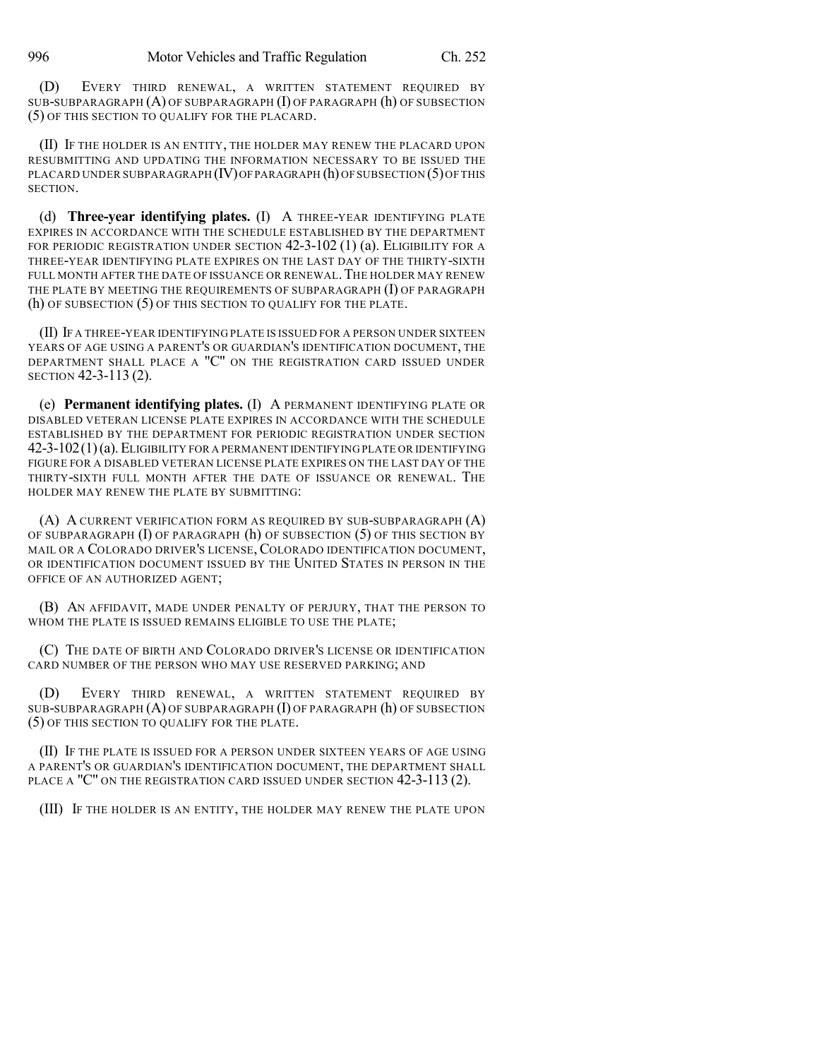(D) EVERY THIRD RENEWAL, A WRITTEN STATEMENT REQUIRED BY SUB-SUBPARAGRAPH (A) OF SUBPARAGRAPH (I) OF PARAGRAPH (h) OF SUBSECTION (5) OF THIS SECTION TO QUALIFY FOR THE PLACARD.

(II) IF THE HOLDER IS AN ENTITY, THE HOLDER MAY RENEW THE PLACARD UPON RESUBMITTING AND UPDATING THE INFORMATION NECESSARY TO BE ISSUED THE PLACARD UNDER SUBPARAGRAPH (IV) OF PARAGRAPH (h) OF SUBSECTION (5) OF THIS SECTION.

(d) **Three-year identifying plates.** (I) A THREE-YEAR IDENTIFYING PLATE EXPIRES IN ACCORDANCE WITH THE SCHEDULE ESTABLISHED BY THE DEPARTMENT FOR PERIODIC REGISTRATION UNDER SECTION 42-3-102 (1) (a). ELIGIBILITY FOR A THREE-YEAR IDENTIFYING PLATE EXPIRES ON THE LAST DAY OF THE THIRTY-SIXTH FULL MONTH AFTER THE DATE OF ISSUANCE OR RENEWAL. THE HOLDER MAY RENEW THE PLATE BY MEETING THE REQUIREMENTS OF SUBPARAGRAPH (I) OF PARAGRAPH (h) OF SUBSECTION (5) OF THIS SECTION TO QUALIFY FOR THE PLATE.

(II) IF A THREE-YEAR IDENTIFYING PLATE IS ISSUED FOR A PERSON UNDER SIXTEEN YEARS OF AGE USING A PARENT'S OR GUARDIAN'S IDENTIFICATION DOCUMENT, THE DEPARTMENT SHALL PLACE A "C" ON THE REGISTRATION CARD ISSUED UNDER SECTION 42-3-113 (2).

(e) **Permanent identifying plates.** (I) A PERMANENT IDENTIFYING PLATE OR DISABLED VETERAN LICENSE PLATE EXPIRES IN ACCORDANCE WITH THE SCHEDULE ESTABLISHED BY THE DEPARTMENT FOR PERIODIC REGISTRATION UNDER SECTION 42-3-102 (1) (a). ELIGIBILITY FOR A PERMANENT IDENTIFYING PLATE OR IDENTIFYING FIGURE FOR A DISABLED VETERAN LICENSE PLATE EXPIRES ON THE LAST DAY OF THE THIRTY-SIXTH FULL MONTH AFTER THE DATE OF ISSUANCE OR RENEWAL. THE HOLDER MAY RENEW THE PLATE BY SUBMITTING:

(A) A CURRENT VERIFICATION FORM AS REQUIRED BY SUB-SUBPARAGRAPH (A) OF SUBPARAGRAPH (I) OF PARAGRAPH (h) OF SUBSECTION (5) OF THIS SECTION BY MAIL OR A COLORADO DRIVER'S LICENSE, COLORADO IDENTIFICATION DOCUMENT, OR IDENTIFICATION DOCUMENT ISSUED BY THE UNITED STATES IN PERSON IN THE OFFICE OF AN AUTHORIZED AGENT;

(B) AN AFFIDAVIT, MADE UNDER PENALTY OF PERJURY, THAT THE PERSON TO WHOM THE PLATE IS ISSUED REMAINS ELIGIBLE TO USE THE PLATE;

(C) THE DATE OF BIRTH AND COLORADO DRIVER'S LICENSE OR IDENTIFICATION CARD NUMBER OF THE PERSON WHO MAY USE RESERVED PARKING; AND

(D) EVERY THIRD RENEWAL, A WRITTEN STATEMENT REQUIRED BY SUB-SUBPARAGRAPH (A) OF SUBPARAGRAPH (I) OF PARAGRAPH (h) OF SUBSECTION (5) OF THIS SECTION TO QUALIFY FOR THE PLATE.

(II) IF THE PLATE IS ISSUED FOR A PERSON UNDER SIXTEEN YEARS OF AGE USING A PARENT'S OR GUARDIAN'S IDENTIFICATION DOCUMENT, THE DEPARTMENT SHALL PLACE A "C" ON THE REGISTRATION CARD ISSUED UNDER SECTION 42-3-113 (2).

(III) IF THE HOLDER IS AN ENTITY, THE HOLDER MAY RENEW THE PLATE UPON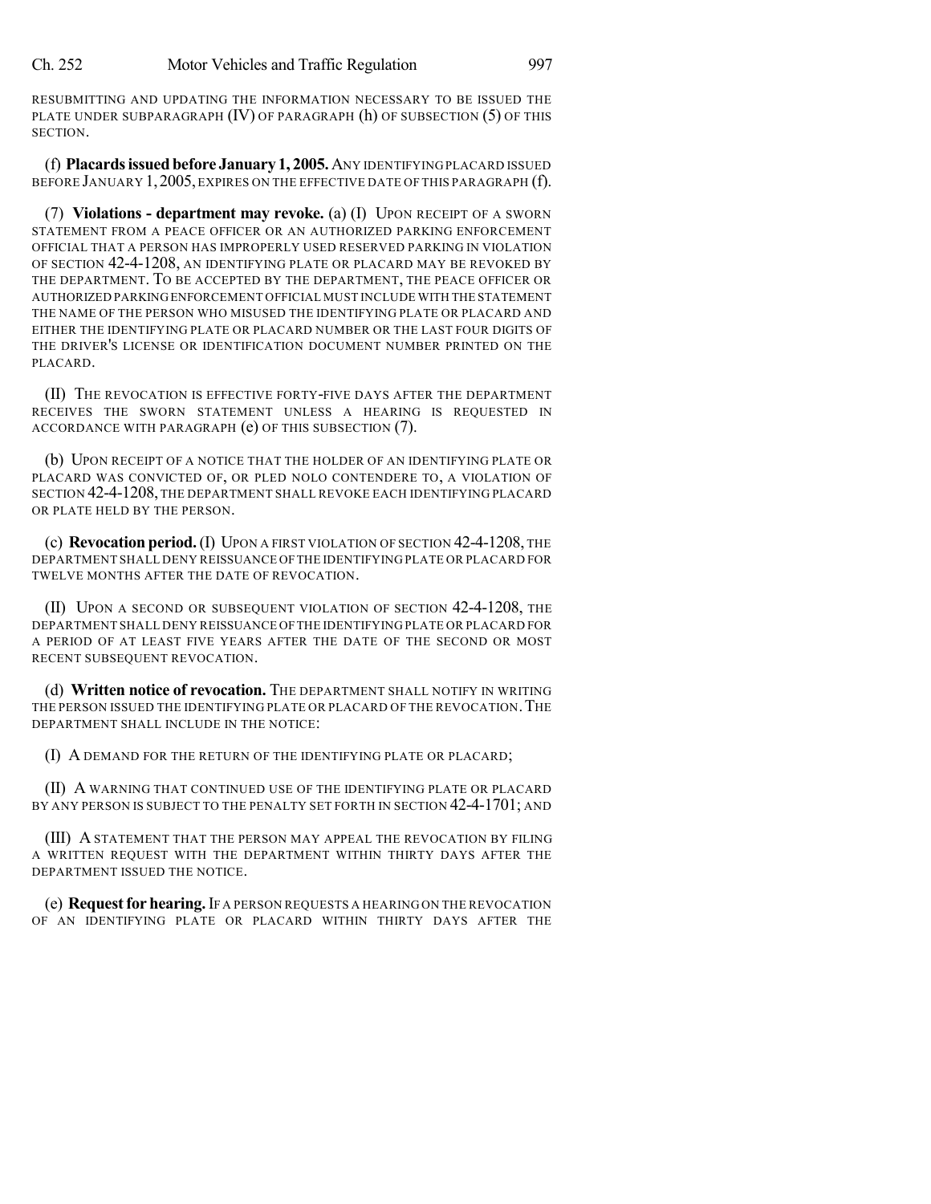RESUBMITTING AND UPDATING THE INFORMATION NECESSARY TO BE ISSUED THE PLATE UNDER SUBPARAGRAPH (IV) OF PARAGRAPH (h) OF SUBSECTION (5) OF THIS SECTION.

(f) **Placards issued before January 1, 2005.** ANY IDENTIFYING PLACARD ISSUED BEFORE JANUARY 1, 2005, EXPIRES ON THE EFFECTIVE DATE OF THIS PARAGRAPH (f).

(7) **Violations - department may revoke.** (a) (I) UPON RECEIPT OF A SWORN STATEMENT FROM A PEACE OFFICER OR AN AUTHORIZED PARKING ENFORCEMENT OFFICIAL THAT A PERSON HAS IMPROPERLY USED RESERVED PARKING IN VIOLATION OF SECTION 42-4-1208, AN IDENTIFYING PLATE OR PLACARD MAY BE REVOKED BY THE DEPARTMENT. TO BE ACCEPTED BY THE DEPARTMENT, THE PEACE OFFICER OR AUTHORIZED PARKING ENFORCEMENT OFFICIAL MUST INCLUDE WITH THE STATEMENT THE NAME OF THE PERSON WHO MISUSED THE IDENTIFYING PLATE OR PLACARD AND EITHER THE IDENTIFYING PLATE OR PLACARD NUMBER OR THE LAST FOUR DIGITS OF THE DRIVER'S LICENSE OR IDENTIFICATION DOCUMENT NUMBER PRINTED ON THE PLACARD.

(II) THE REVOCATION IS EFFECTIVE FORTY-FIVE DAYS AFTER THE DEPARTMENT RECEIVES THE SWORN STATEMENT UNLESS A HEARING IS REQUESTED IN ACCORDANCE WITH PARAGRAPH (e) OF THIS SUBSECTION (7).

(b) UPON RECEIPT OF A NOTICE THAT THE HOLDER OF AN IDENTIFYING PLATE OR PLACARD WAS CONVICTED OF, OR PLED NOLO CONTENDERE TO, A VIOLATION OF SECTION 42-4-1208, THE DEPARTMENT SHALL REVOKE EACH IDENTIFYING PLACARD OR PLATE HELD BY THE PERSON.

(c) **Revocation period.** (I) UPON A FIRST VIOLATION OF SECTION 42-4-1208, THE DEPARTMENT SHALL DENY REISSUANCE OF THE IDENTIFYING PLATE OR PLACARD FOR TWELVE MONTHS AFTER THE DATE OF REVOCATION.

(II) UPON A SECOND OR SUBSEQUENT VIOLATION OF SECTION 42-4-1208, THE DEPARTMENT SHALL DENY REISSUANCE OF THE IDENTIFYING PLATE OR PLACARD FOR A PERIOD OF AT LEAST FIVE YEARS AFTER THE DATE OF THE SECOND OR MOST RECENT SUBSEQUENT REVOCATION.

(d) **Written notice of revocation.** THE DEPARTMENT SHALL NOTIFY IN WRITING THE PERSON ISSUED THE IDENTIFYING PLATE OR PLACARD OF THE REVOCATION. THE DEPARTMENT SHALL INCLUDE IN THE NOTICE:

(I) A DEMAND FOR THE RETURN OF THE IDENTIFYING PLATE OR PLACARD;

(II) A WARNING THAT CONTINUED USE OF THE IDENTIFYING PLATE OR PLACARD BY ANY PERSON IS SUBJECT TO THE PENALTY SET FORTH IN SECTION 42-4-1701; AND

(III) A STATEMENT THAT THE PERSON MAY APPEAL THE REVOCATION BY FILING A WRITTEN REQUEST WITH THE DEPARTMENT WITHIN THIRTY DAYS AFTER THE DEPARTMENT ISSUED THE NOTICE.

(e) **Request for hearing.** IF A PERSON REQUESTS A HEARING ON THE REVOCATION OF AN IDENTIFYING PLATE OR PLACARD WITHIN THIRTY DAYS AFTER THE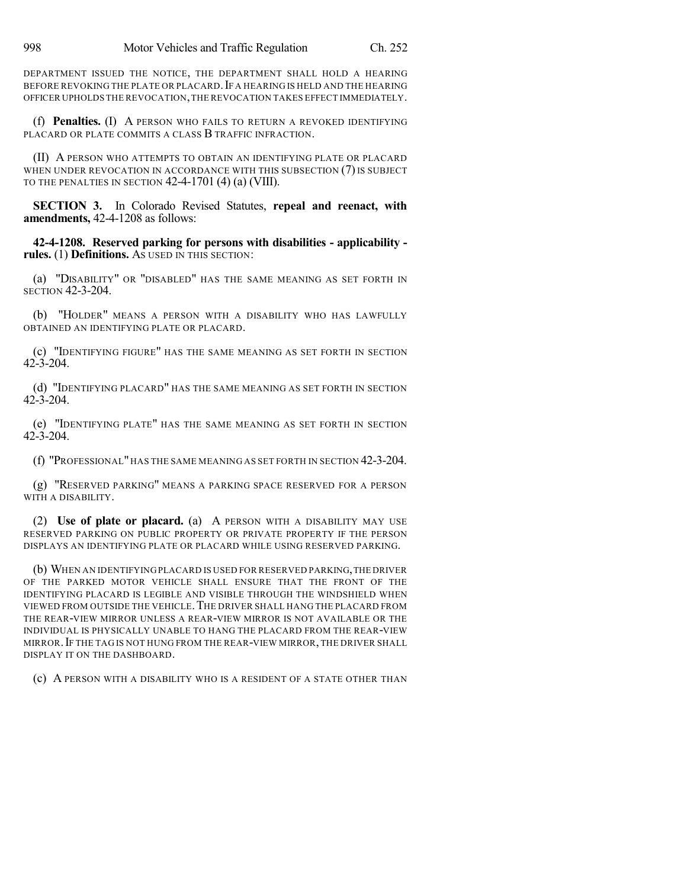DEPARTMENT ISSUED THE NOTICE, THE DEPARTMENT SHALL HOLD A HEARING BEFORE REVOKING THE PLATE OR PLACARD. IF A HEARING IS HELD AND THE HEARING OFFICER UPHOLDS THE REVOCATION, THE REVOCATION TAKES EFFECT IMMEDIATELY.

(f) **Penalties.** (I) A PERSON WHO FAILS TO RETURN A REVOKED IDENTIFYING PLACARD OR PLATE COMMITS A CLASS B TRAFFIC INFRACTION.

(II) A PERSON WHO ATTEMPTS TO OBTAIN AN IDENTIFYING PLATE OR PLACARD WHEN UNDER REVOCATION IN ACCORDANCE WITH THIS SUBSECTION (7) IS SUBJECT TO THE PENALTIES IN SECTION 42-4-1701 (4) (a) (VIII).

**SECTION 3.** In Colorado Revised Statutes, **repeal and reenact, with amendments,** 42-4-1208 as follows:

**42-4-1208. Reserved parking for persons with disabilities - applicability - rules.** (1) **Definitions.** AS USED IN THIS SECTION:

(a) "DISABILITY" OR "DISABLED" HAS THE SAME MEANING AS SET FORTH IN SECTION 42-3-204.

(b) "HOLDER" MEANS A PERSON WITH A DISABILITY WHO HAS LAWFULLY OBTAINED AN IDENTIFYING PLATE OR PLACARD.

(c) "IDENTIFYING FIGURE" HAS THE SAME MEANING AS SET FORTH IN SECTION 42-3-204.

(d) "IDENTIFYING PLACARD" HAS THE SAME MEANING AS SET FORTH IN SECTION 42-3-204.

(e) "IDENTIFYING PLATE" HAS THE SAME MEANING AS SET FORTH IN SECTION 42-3-204.

(f) "PROFESSIONAL" HAS THE SAME MEANING AS SET FORTH IN SECTION 42-3-204.

(g) "RESERVED PARKING" MEANS A PARKING SPACE RESERVED FOR A PERSON WITH A DISABILITY.

(2) **Use of plate or placard.** (a) A PERSON WITH A DISABILITY MAY USE RESERVED PARKING ON PUBLIC PROPERTY OR PRIVATE PROPERTY IF THE PERSON DISPLAYS AN IDENTIFYING PLATE OR PLACARD WHILE USING RESERVED PARKING.

(b) WHEN AN IDENTIFYING PLACARD IS USED FOR RESERVED PARKING, THE DRIVER OF THE PARKED MOTOR VEHICLE SHALL ENSURE THAT THE FRONT OF THE IDENTIFYING PLACARD IS LEGIBLE AND VISIBLE THROUGH THE WINDSHIELD WHEN VIEWED FROM OUTSIDE THE VEHICLE. THE DRIVER SHALL HANG THE PLACARD FROM THE REAR-VIEW MIRROR UNLESS A REAR-VIEW MIRROR IS NOT AVAILABLE OR THE INDIVIDUAL IS PHYSICALLY UNABLE TO HANG THE PLACARD FROM THE REAR-VIEW MIRROR. IF THE TAG IS NOT HUNG FROM THE REAR-VIEW MIRROR, THE DRIVER SHALL DISPLAY IT ON THE DASHBOARD.

(c) A PERSON WITH A DISABILITY WHO IS A RESIDENT OF A STATE OTHER THAN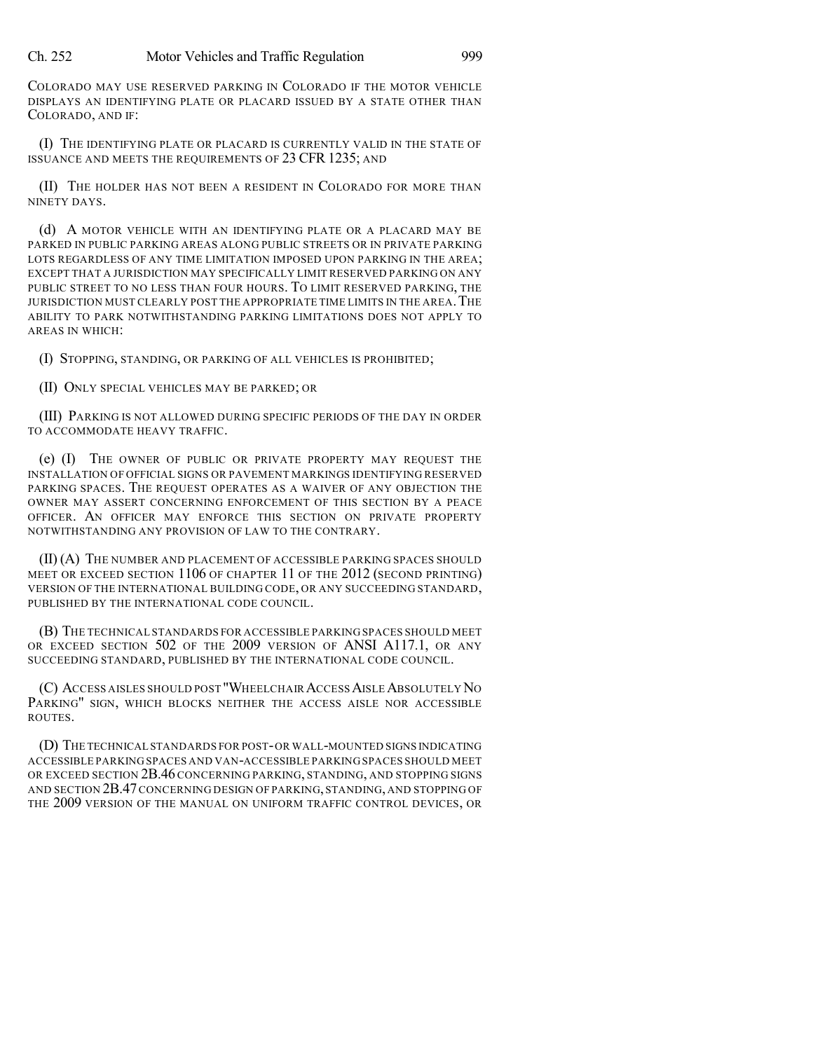COLORADO MAY USE RESERVED PARKING IN COLORADO IF THE MOTOR VEHICLE DISPLAYS AN IDENTIFYING PLATE OR PLACARD ISSUED BY A STATE OTHER THAN COLORADO, AND IF:

(I) THE IDENTIFYING PLATE OR PLACARD IS CURRENTLY VALID IN THE STATE OF ISSUANCE AND MEETS THE REQUIREMENTS OF 23 CFR 1235; AND

(II) THE HOLDER HAS NOT BEEN A RESIDENT IN COLORADO FOR MORE THAN NINETY DAYS.

(d) A MOTOR VEHICLE WITH AN IDENTIFYING PLATE OR A PLACARD MAY BE PARKED IN PUBLIC PARKING AREAS ALONG PUBLIC STREETS OR IN PRIVATE PARKING LOTS REGARDLESS OF ANY TIME LIMITATION IMPOSED UPON PARKING IN THE AREA; EXCEPT THAT A JURISDICTION MAY SPECIFICALLY LIMIT RESERVED PARKING ON ANY PUBLIC STREET TO NO LESS THAN FOUR HOURS. TO LIMIT RESERVED PARKING, THE JURISDICTION MUST CLEARLY POST THE APPROPRIATE TIME LIMITS IN THE AREA. THE ABILITY TO PARK NOTWITHSTANDING PARKING LIMITATIONS DOES NOT APPLY TO AREAS IN WHICH:

(I) STOPPING, STANDING, OR PARKING OF ALL VEHICLES IS PROHIBITED;

(II) ONLY SPECIAL VEHICLES MAY BE PARKED; OR

(III) PARKING IS NOT ALLOWED DURING SPECIFIC PERIODS OF THE DAY IN ORDER TO ACCOMMODATE HEAVY TRAFFIC.

(e) (I) THE OWNER OF PUBLIC OR PRIVATE PROPERTY MAY REQUEST THE INSTALLATION OF OFFICIAL SIGNS OR PAVEMENT MARKINGS IDENTIFYING RESERVED PARKING SPACES. THE REQUEST OPERATES AS A WAIVER OF ANY OBJECTION THE OWNER MAY ASSERT CONCERNING ENFORCEMENT OF THIS SECTION BY A PEACE OFFICER. AN OFFICER MAY ENFORCE THIS SECTION ON PRIVATE PROPERTY NOTWITHSTANDING ANY PROVISION OF LAW TO THE CONTRARY.

(II) (A) THE NUMBER AND PLACEMENT OF ACCESSIBLE PARKING SPACES SHOULD MEET OR EXCEED SECTION 1106 OF CHAPTER 11 OF THE 2012 (SECOND PRINTING) VERSION OF THE INTERNATIONAL BUILDING CODE, OR ANY SUCCEEDING STANDARD, PUBLISHED BY THE INTERNATIONAL CODE COUNCIL.

(B) THE TECHNICAL STANDARDS FOR ACCESSIBLE PARKING SPACES SHOULD MEET OR EXCEED SECTION 502 OF THE 2009 VERSION OF ANSI A117.1, OR ANY SUCCEEDING STANDARD, PUBLISHED BY THE INTERNATIONAL CODE COUNCIL.

(C) ACCESS AISLES SHOULD POST "WHEELCHAIR ACCESS AISLE ABSOLUTELY NO PARKING" SIGN, WHICH BLOCKS NEITHER THE ACCESS AISLE NOR ACCESSIBLE ROUTES.

(D) THE TECHNICAL STANDARDS FOR POST- OR WALL-MOUNTED SIGNS INDICATING ACCESSIBLE PARKING SPACES AND VAN-ACCESSIBLE PARKING SPACES SHOULD MEET OR EXCEED SECTION 2B.46 CONCERNING PARKING, STANDING, AND STOPPING SIGNS AND SECTION 2B.47 CONCERNING DESIGN OF PARKING, STANDING, AND STOPPING OF THE 2009 VERSION OF THE MANUAL ON UNIFORM TRAFFIC CONTROL DEVICES, OR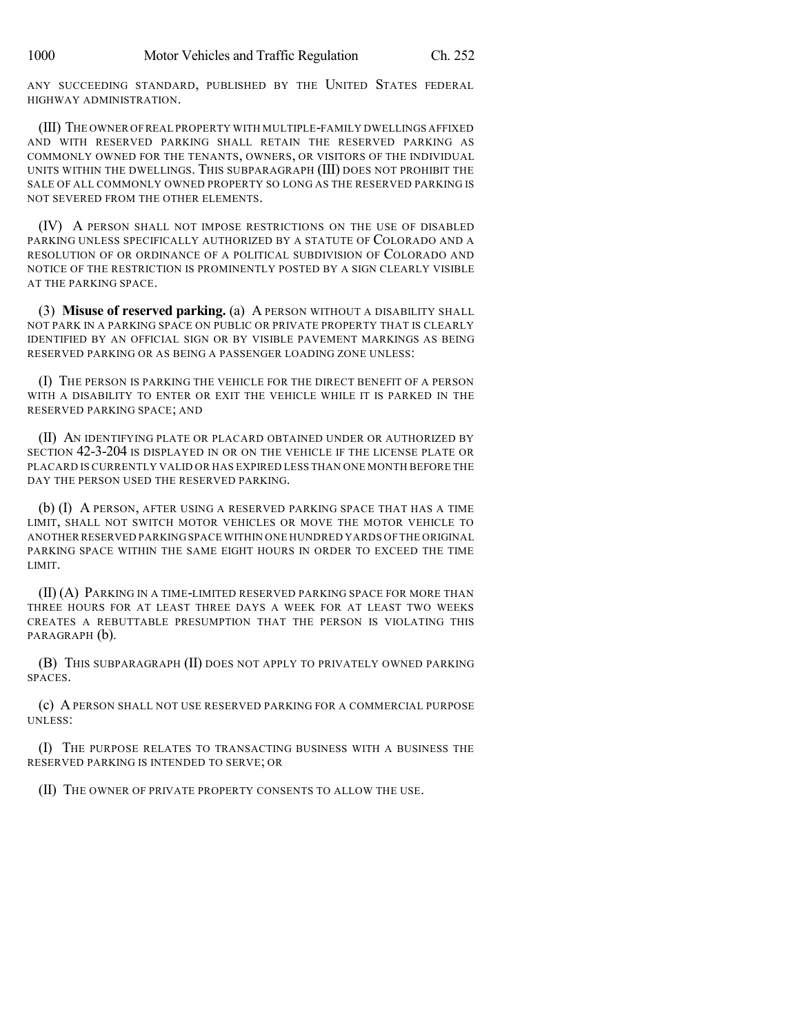ANY SUCCEEDING STANDARD, PUBLISHED BY THE UNITED STATES FEDERAL HIGHWAY ADMINISTRATION.

(III) THE OWNER OF REAL PROPERTY WITH MULTIPLE-FAMILY DWELLINGS AFFIXED AND WITH RESERVED PARKING SHALL RETAIN THE RESERVED PARKING AS COMMONLY OWNED FOR THE TENANTS, OWNERS, OR VISITORS OF THE INDIVIDUAL UNITS WITHIN THE DWELLINGS. THIS SUBPARAGRAPH (III) DOES NOT PROHIBIT THE SALE OF ALL COMMONLY OWNED PROPERTY SO LONG AS THE RESERVED PARKING IS NOT SEVERED FROM THE OTHER ELEMENTS.

(IV) A PERSON SHALL NOT IMPOSE RESTRICTIONS ON THE USE OF DISABLED PARKING UNLESS SPECIFICALLY AUTHORIZED BY A STATUTE OF COLORADO AND A RESOLUTION OF OR ORDINANCE OF A POLITICAL SUBDIVISION OF COLORADO AND NOTICE OF THE RESTRICTION IS PROMINENTLY POSTED BY A SIGN CLEARLY VISIBLE AT THE PARKING SPACE.

(3) **Misuse of reserved parking.** (a) A PERSON WITHOUT A DISABILITY SHALL NOT PARK IN A PARKING SPACE ON PUBLIC OR PRIVATE PROPERTY THAT IS CLEARLY IDENTIFIED BY AN OFFICIAL SIGN OR BY VISIBLE PAVEMENT MARKINGS AS BEING RESERVED PARKING OR AS BEING A PASSENGER LOADING ZONE UNLESS:

(I) THE PERSON IS PARKING THE VEHICLE FOR THE DIRECT BENEFIT OF A PERSON WITH A DISABILITY TO ENTER OR EXIT THE VEHICLE WHILE IT IS PARKED IN THE RESERVED PARKING SPACE; AND

(II) AN IDENTIFYING PLATE OR PLACARD OBTAINED UNDER OR AUTHORIZED BY SECTION 42-3-204 IS DISPLAYED IN OR ON THE VEHICLE IF THE LICENSE PLATE OR PLACARD IS CURRENTLY VALID OR HAS EXPIRED LESS THAN ONE MONTH BEFORE THE DAY THE PERSON USED THE RESERVED PARKING.

(b) (I) A PERSON, AFTER USING A RESERVED PARKING SPACE THAT HAS A TIME LIMIT, SHALL NOT SWITCH MOTOR VEHICLES OR MOVE THE MOTOR VEHICLE TO ANOTHER RESERVED PARKING SPACE WITHIN ONE HUNDRED YARDS OF THE ORIGINAL PARKING SPACE WITHIN THE SAME EIGHT HOURS IN ORDER TO EXCEED THE TIME LIMIT.

(II) (A) PARKING IN A TIME-LIMITED RESERVED PARKING SPACE FOR MORE THAN THREE HOURS FOR AT LEAST THREE DAYS A WEEK FOR AT LEAST TWO WEEKS CREATES A REBUTTABLE PRESUMPTION THAT THE PERSON IS VIOLATING THIS PARAGRAPH (b).

(B) THIS SUBPARAGRAPH (II) DOES NOT APPLY TO PRIVATELY OWNED PARKING SPACES.

(c) A PERSON SHALL NOT USE RESERVED PARKING FOR A COMMERCIAL PURPOSE UNLESS:

(I) THE PURPOSE RELATES TO TRANSACTING BUSINESS WITH A BUSINESS THE RESERVED PARKING IS INTENDED TO SERVE; OR

(II) THE OWNER OF PRIVATE PROPERTY CONSENTS TO ALLOW THE USE.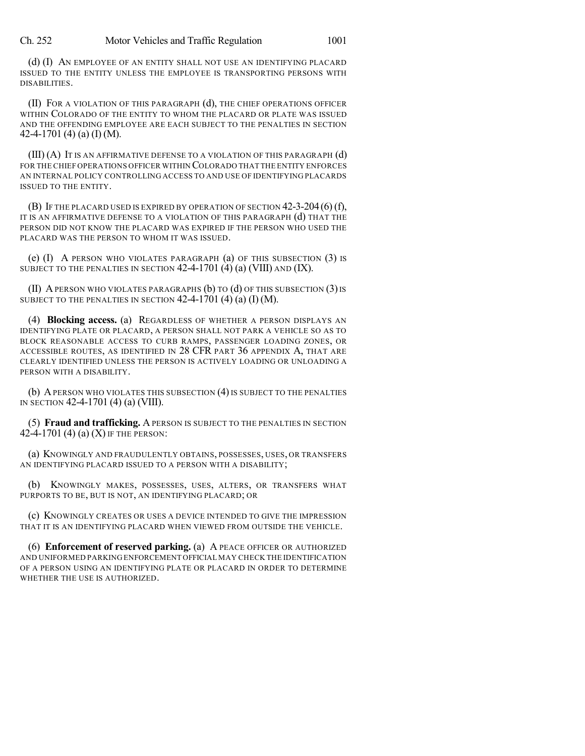(d) (I) AN EMPLOYEE OF AN ENTITY SHALL NOT USE AN IDENTIFYING PLACARD ISSUED TO THE ENTITY UNLESS THE EMPLOYEE IS TRANSPORTING PERSONS WITH DISABILITIES.

(II) FOR A VIOLATION OF THIS PARAGRAPH (d), THE CHIEF OPERATIONS OFFICER WITHIN COLORADO OF THE ENTITY TO WHOM THE PLACARD OR PLATE WAS ISSUED AND THE OFFENDING EMPLOYEE ARE EACH SUBJECT TO THE PENALTIES IN SECTION 42-4-1701 (4) (a) (I) (M).

(III) (A) IT IS AN AFFIRMATIVE DEFENSE TO A VIOLATION OF THIS PARAGRAPH (d) FOR THE CHIEF OPERATIONS OFFICER WITHIN COLORADO THAT THE ENTITY ENFORCES AN INTERNAL POLICY CONTROLLING ACCESS TO AND USE OF IDENTIFYING PLACARDS ISSUED TO THE ENTITY.

(B) IF THE PLACARD USED IS EXPIRED BY OPERATION OF SECTION 42-3-204 (6) (f), IT IS AN AFFIRMATIVE DEFENSE TO A VIOLATION OF THIS PARAGRAPH (d) THAT THE PERSON DID NOT KNOW THE PLACARD WAS EXPIRED IF THE PERSON WHO USED THE PLACARD WAS THE PERSON TO WHOM IT WAS ISSUED.

(e) (I) A PERSON WHO VIOLATES PARAGRAPH (a) OF THIS SUBSECTION (3) IS SUBJECT TO THE PENALTIES IN SECTION 42-4-1701 (4) (a) (VIII) AND (IX).

(II) A PERSON WHO VIOLATES PARAGRAPHS (b) TO (d) OF THIS SUBSECTION (3) IS SUBJECT TO THE PENALTIES IN SECTION 42-4-1701 (4) (a) (I) (M).

(4) **Blocking access.** (a) REGARDLESS OF WHETHER A PERSON DISPLAYS AN IDENTIFYING PLATE OR PLACARD, A PERSON SHALL NOT PARK A VEHICLE SO AS TO BLOCK REASONABLE ACCESS TO CURB RAMPS, PASSENGER LOADING ZONES, OR ACCESSIBLE ROUTES, AS IDENTIFIED IN 28 CFR PART 36 APPENDIX A, THAT ARE CLEARLY IDENTIFIED UNLESS THE PERSON IS ACTIVELY LOADING OR UNLOADING A PERSON WITH A DISABILITY.

(b) A PERSON WHO VIOLATES THIS SUBSECTION (4) IS SUBJECT TO THE PENALTIES IN SECTION 42-4-1701 (4) (a) (VIII).

(5) **Fraud and trafficking.** A PERSON IS SUBJECT TO THE PENALTIES IN SECTION 42-4-1701 (4) (a) (X) IF THE PERSON:

(a) KNOWINGLY AND FRAUDULENTLY OBTAINS, POSSESSES, USES, OR TRANSFERS AN IDENTIFYING PLACARD ISSUED TO A PERSON WITH A DISABILITY;

(b) KNOWINGLY MAKES, POSSESSES, USES, ALTERS, OR TRANSFERS WHAT PURPORTS TO BE, BUT IS NOT, AN IDENTIFYING PLACARD; OR

(c) KNOWINGLY CREATES OR USES A DEVICE INTENDED TO GIVE THE IMPRESSION THAT IT IS AN IDENTIFYING PLACARD WHEN VIEWED FROM OUTSIDE THE VEHICLE.

(6) **Enforcement of reserved parking.** (a) A PEACE OFFICER OR AUTHORIZED AND UNIFORMED PARKING ENFORCEMENT OFFICIAL MAY CHECK THE IDENTIFICATION OF A PERSON USING AN IDENTIFYING PLATE OR PLACARD IN ORDER TO DETERMINE WHETHER THE USE IS AUTHORIZED.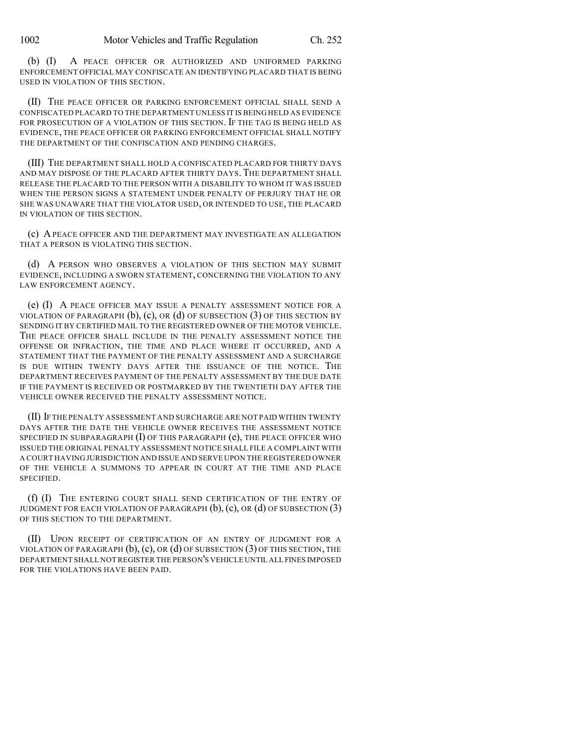(b) (I) A PEACE OFFICER OR AUTHORIZED AND UNIFORMED PARKING ENFORCEMENT OFFICIAL MAY CONFISCATE AN IDENTIFYING PLACARD THAT IS BEING USED IN VIOLATION OF THIS SECTION.

(II) THE PEACE OFFICER OR PARKING ENFORCEMENT OFFICIAL SHALL SEND A CONFISCATED PLACARD TO THE DEPARTMENT UNLESS IT IS BEING HELD AS EVIDENCE FOR PROSECUTION OF A VIOLATION OF THIS SECTION. IF THE TAG IS BEING HELD AS EVIDENCE, THE PEACE OFFICER OR PARKING ENFORCEMENT OFFICIAL SHALL NOTIFY THE DEPARTMENT OF THE CONFISCATION AND PENDING CHARGES.

(III) THE DEPARTMENT SHALL HOLD A CONFISCATED PLACARD FOR THIRTY DAYS AND MAY DISPOSE OF THE PLACARD AFTER THIRTY DAYS. THE DEPARTMENT SHALL RELEASE THE PLACARD TO THE PERSON WITH A DISABILITY TO WHOM IT WAS ISSUED WHEN THE PERSON SIGNS A STATEMENT UNDER PENALTY OF PERJURY THAT HE OR SHE WAS UNAWARE THAT THE VIOLATOR USED, OR INTENDED TO USE, THE PLACARD IN VIOLATION OF THIS SECTION.

(c) A PEACE OFFICER AND THE DEPARTMENT MAY INVESTIGATE AN ALLEGATION THAT A PERSON IS VIOLATING THIS SECTION.

(d) A PERSON WHO OBSERVES A VIOLATION OF THIS SECTION MAY SUBMIT EVIDENCE, INCLUDING A SWORN STATEMENT, CONCERNING THE VIOLATION TO ANY LAW ENFORCEMENT AGENCY.

(e) (I) A PEACE OFFICER MAY ISSUE A PENALTY ASSESSMENT NOTICE FOR A VIOLATION OF PARAGRAPH (b), (c), OR (d) OF SUBSECTION (3) OF THIS SECTION BY SENDING IT BY CERTIFIED MAIL TO THE REGISTERED OWNER OF THE MOTOR VEHICLE. THE PEACE OFFICER SHALL INCLUDE IN THE PENALTY ASSESSMENT NOTICE THE OFFENSE OR INFRACTION, THE TIME AND PLACE WHERE IT OCCURRED, AND A STATEMENT THAT THE PAYMENT OF THE PENALTY ASSESSMENT AND A SURCHARGE IS DUE WITHIN TWENTY DAYS AFTER THE ISSUANCE OF THE NOTICE. THE DEPARTMENT RECEIVES PAYMENT OF THE PENALTY ASSESSMENT BY THE DUE DATE IF THE PAYMENT IS RECEIVED OR POSTMARKED BY THE TWENTIETH DAY AFTER THE VEHICLE OWNER RECEIVED THE PENALTY ASSESSMENT NOTICE.

(II) IF THE PENALTY ASSESSMENT AND SURCHARGE ARE NOT PAID WITHIN TWENTY DAYS AFTER THE DATE THE VEHICLE OWNER RECEIVES THE ASSESSMENT NOTICE SPECIFIED IN SUBPARAGRAPH (I) OF THIS PARAGRAPH (e), THE PEACE OFFICER WHO ISSUED THE ORIGINAL PENALTY ASSESSMENT NOTICE SHALL FILE A COMPLAINT WITH A COURT HAVING JURISDICTION AND ISSUE AND SERVE UPON THE REGISTERED OWNER OF THE VEHICLE A SUMMONS TO APPEAR IN COURT AT THE TIME AND PLACE SPECIFIED.

(f) (I) THE ENTERING COURT SHALL SEND CERTIFICATION OF THE ENTRY OF JUDGMENT FOR EACH VIOLATION OF PARAGRAPH (b), (c), OR (d) OF SUBSECTION (3) OF THIS SECTION TO THE DEPARTMENT.

(II) UPON RECEIPT OF CERTIFICATION OF AN ENTRY OF JUDGMENT FOR A VIOLATION OF PARAGRAPH (b), (c), OR (d) OF SUBSECTION (3) OF THIS SECTION, THE DEPARTMENT SHALL NOT REGISTER THE PERSON'S VEHICLE UNTIL ALL FINES IMPOSED FOR THE VIOLATIONS HAVE BEEN PAID.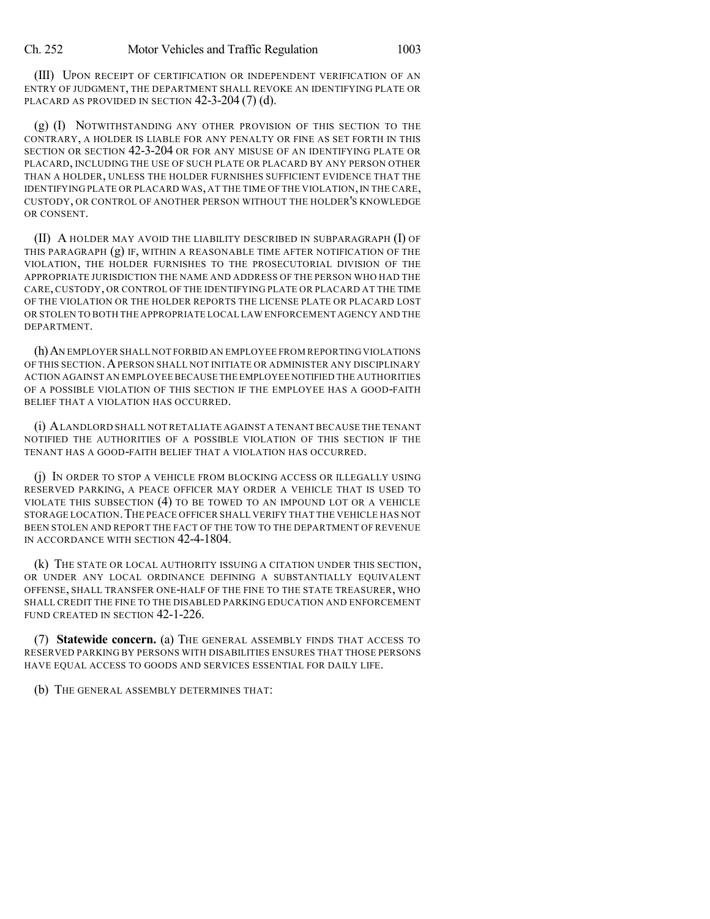(III) UPON RECEIPT OF CERTIFICATION OR INDEPENDENT VERIFICATION OF AN ENTRY OF JUDGMENT, THE DEPARTMENT SHALL REVOKE AN IDENTIFYING PLATE OR PLACARD AS PROVIDED IN SECTION 42-3-204 (7) (d).

(g) (I) NOTWITHSTANDING ANY OTHER PROVISION OF THIS SECTION TO THE CONTRARY, A HOLDER IS LIABLE FOR ANY PENALTY OR FINE AS SET FORTH IN THIS SECTION OR SECTION 42-3-204 OR FOR ANY MISUSE OF AN IDENTIFYING PLATE OR PLACARD, INCLUDING THE USE OF SUCH PLATE OR PLACARD BY ANY PERSON OTHER THAN A HOLDER, UNLESS THE HOLDER FURNISHES SUFFICIENT EVIDENCE THAT THE IDENTIFYING PLATE OR PLACARD WAS, AT THE TIME OF THE VIOLATION, IN THE CARE, CUSTODY, OR CONTROL OF ANOTHER PERSON WITHOUT THE HOLDER'S KNOWLEDGE OR CONSENT.

(II) A HOLDER MAY AVOID THE LIABILITY DESCRIBED IN SUBPARAGRAPH (I) OF THIS PARAGRAPH (g) IF, WITHIN A REASONABLE TIME AFTER NOTIFICATION OF THE VIOLATION, THE HOLDER FURNISHES TO THE PROSECUTORIAL DIVISION OF THE APPROPRIATE JURISDICTION THE NAME AND ADDRESS OF THE PERSON WHO HAD THE CARE, CUSTODY, OR CONTROL OF THE IDENTIFYING PLATE OR PLACARD AT THE TIME OF THE VIOLATION OR THE HOLDER REPORTS THE LICENSE PLATE OR PLACARD LOST OR STOLEN TO BOTH THE APPROPRIATE LOCAL LAW ENFORCEMENT AGENCY AND THE DEPARTMENT.

(h) AN EMPLOYER SHALL NOT FORBID AN EMPLOYEE FROM REPORTING VIOLATIONS OF THIS SECTION. A PERSON SHALL NOT INITIATE OR ADMINISTER ANY DISCIPLINARY ACTION AGAINST AN EMPLOYEE BECAUSE THE EMPLOYEE NOTIFIED THE AUTHORITIES OF A POSSIBLE VIOLATION OF THIS SECTION IF THE EMPLOYEE HAS A GOOD-FAITH BELIEF THAT A VIOLATION HAS OCCURRED.

(i) A LANDLORD SHALL NOT RETALIATE AGAINST A TENANT BECAUSE THE TENANT NOTIFIED THE AUTHORITIES OF A POSSIBLE VIOLATION OF THIS SECTION IF THE TENANT HAS A GOOD-FAITH BELIEF THAT A VIOLATION HAS OCCURRED.

(j) IN ORDER TO STOP A VEHICLE FROM BLOCKING ACCESS OR ILLEGALLY USING RESERVED PARKING, A PEACE OFFICER MAY ORDER A VEHICLE THAT IS USED TO VIOLATE THIS SUBSECTION (4) TO BE TOWED TO AN IMPOUND LOT OR A VEHICLE STORAGE LOCATION. THE PEACE OFFICER SHALL VERIFY THAT THE VEHICLE HAS NOT BEEN STOLEN AND REPORT THE FACT OF THE TOW TO THE DEPARTMENT OF REVENUE IN ACCORDANCE WITH SECTION 42-4-1804.

(k) THE STATE OR LOCAL AUTHORITY ISSUING A CITATION UNDER THIS SECTION, OR UNDER ANY LOCAL ORDINANCE DEFINING A SUBSTANTIALLY EQUIVALENT OFFENSE, SHALL TRANSFER ONE-HALF OF THE FINE TO THE STATE TREASURER, WHO SHALL CREDIT THE FINE TO THE DISABLED PARKING EDUCATION AND ENFORCEMENT FUND CREATED IN SECTION 42-1-226.

(7) **Statewide concern.** (a) THE GENERAL ASSEMBLY FINDS THAT ACCESS TO RESERVED PARKING BY PERSONS WITH DISABILITIES ENSURES THAT THOSE PERSONS HAVE EQUAL ACCESS TO GOODS AND SERVICES ESSENTIAL FOR DAILY LIFE.

(b) THE GENERAL ASSEMBLY DETERMINES THAT: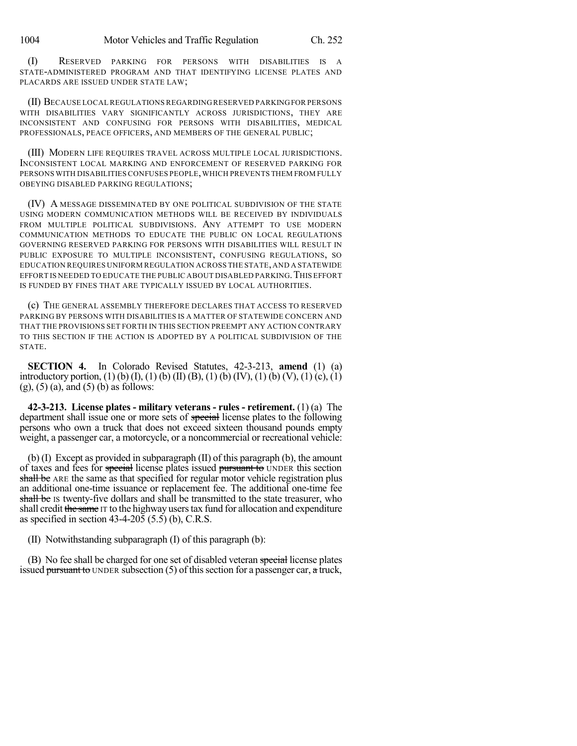(I) RESERVED PARKING FOR PERSONS WITH DISABILITIES IS A STATE-ADMINISTERED PROGRAM AND THAT IDENTIFYING LICENSE PLATES AND PLACARDS ARE ISSUED UNDER STATE LAW;

(II) BECAUSE LOCAL REGULATIONS REGARDING RESERVED PARKING FOR PERSONS WITH DISABILITIES VARY SIGNIFICANTLY ACROSS JURISDICTIONS, THEY ARE INCONSISTENT AND CONFUSING FOR PERSONS WITH DISABILITIES, MEDICAL PROFESSIONALS, PEACE OFFICERS, AND MEMBERS OF THE GENERAL PUBLIC;

(III) MODERN LIFE REQUIRES TRAVEL ACROSS MULTIPLE LOCAL JURISDICTIONS. INCONSISTENT LOCAL MARKING AND ENFORCEMENT OF RESERVED PARKING FOR PERSONS WITH DISABILITIES CONFUSES PEOPLE, WHICH PREVENTS THEM FROM FULLY OBEYING DISABLED PARKING REGULATIONS;

(IV) A MESSAGE DISSEMINATED BY ONE POLITICAL SUBDIVISION OF THE STATE USING MODERN COMMUNICATION METHODS WILL BE RECEIVED BY INDIVIDUALS FROM MULTIPLE POLITICAL SUBDIVISIONS. ANY ATTEMPT TO USE MODERN COMMUNICATION METHODS TO EDUCATE THE PUBLIC ON LOCAL REGULATIONS GOVERNING RESERVED PARKING FOR PERSONS WITH DISABILITIES WILL RESULT IN PUBLIC EXPOSURE TO MULTIPLE INCONSISTENT, CONFUSING REGULATIONS, SO EDUCATION REQUIRES UNIFORM REGULATION ACROSS THE STATE, AND A STATEWIDE EFFORT IS NEEDED TO EDUCATE THE PUBLIC ABOUT DISABLED PARKING. THIS EFFORT IS FUNDED BY FINES THAT ARE TYPICALLY ISSUED BY LOCAL AUTHORITIES.

(c) THE GENERAL ASSEMBLY THEREFORE DECLARES THAT ACCESS TO RESERVED PARKING BY PERSONS WITH DISABILITIES IS A MATTER OF STATEWIDE CONCERN AND THAT THE PROVISIONS SET FORTH IN THIS SECTION PREEMPT ANY ACTION CONTRARY TO THIS SECTION IF THE ACTION IS ADOPTED BY A POLITICAL SUBDIVISION OF THE STATE.

**SECTION 4.** In Colorado Revised Statutes, 42-3-213, **amend** (1) (a) introductory portion, (1) (b) (I), (1) (b) (II) (B), (1) (b) (IV), (1) (b) (V), (1) (c), (1) (g), (5) (a), and (5) (b) as follows:

**42-3-213. License plates - military veterans - rules - retirement.** (1) (a) The department shall issue one or more sets of ~~special~~ license plates to the following persons who own a truck that does not exceed sixteen thousand pounds empty weight, a passenger car, a motorcycle, or a noncommercial or recreational vehicle:

(b) (I) Except as provided in subparagraph (II) of this paragraph (b), the amount of taxes and fees for ~~special~~ license plates issued ~~pursuant to~~ UNDER this section ~~shall be~~ ARE the same as that specified for regular motor vehicle registration plus an additional one-time issuance or replacement fee. The additional one-time fee ~~shall be~~ IS twenty-five dollars and shall be transmitted to the state treasurer, who shall credit ~~the same~~ IT to the highway users tax fund for allocation and expenditure as specified in section 43-4-205 (5.5) (b), C.R.S.

(II) Notwithstanding subparagraph (I) of this paragraph (b):

(B) No fee shall be charged for one set of disabled veteran ~~special~~ license plates issued ~~pursuant to~~ UNDER subsection (5) of this section for a passenger car, ~~a~~ truck,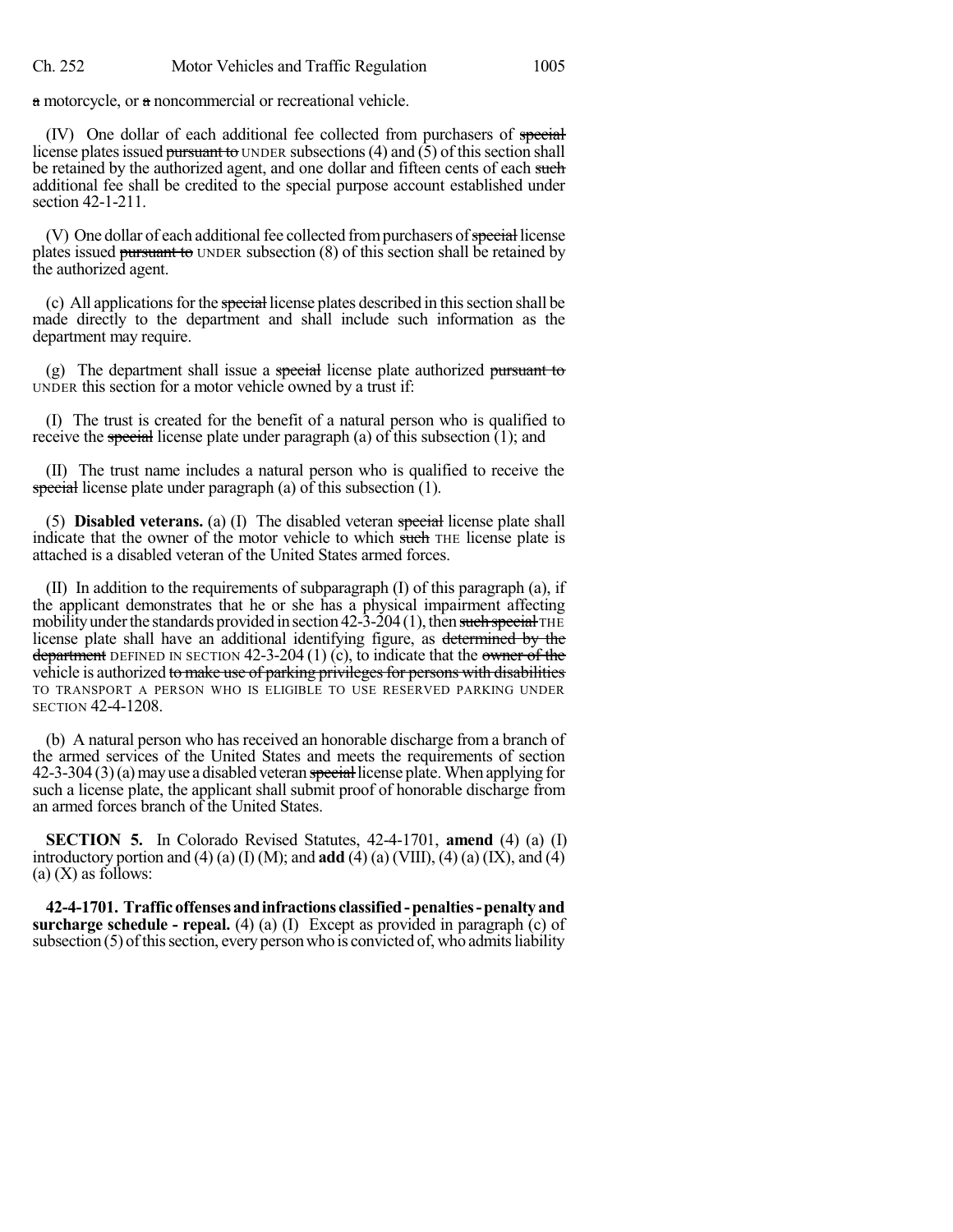a motorcycle, or a noncommercial or recreational vehicle.

(IV) One dollar of each additional fee collected from purchasers of special license plates issued pursuant to UNDER subsections (4) and (5) of this section shall be retained by the authorized agent, and one dollar and fifteen cents of each such additional fee shall be credited to the special purpose account established under section 42-1-211.

(V) One dollar of each additional fee collected from purchasers of special license plates issued pursuant to UNDER subsection (8) of this section shall be retained by the authorized agent.

(c) All applications for the special license plates described in this section shall be made directly to the department and shall include such information as the department may require.

(g) The department shall issue a special license plate authorized pursuant to UNDER this section for a motor vehicle owned by a trust if:

(I) The trust is created for the benefit of a natural person who is qualified to receive the special license plate under paragraph (a) of this subsection (1); and

(II) The trust name includes a natural person who is qualified to receive the special license plate under paragraph (a) of this subsection (1).

(5) **Disabled veterans.** (a) (I) The disabled veteran special license plate shall indicate that the owner of the motor vehicle to which such THE license plate is attached is a disabled veteran of the United States armed forces.

(II) In addition to the requirements of subparagraph (I) of this paragraph (a), if the applicant demonstrates that he or she has a physical impairment affecting mobility under the standards provided in section 42-3-204 (1), then such special THE license plate shall have an additional identifying figure, as determined by the department DEFINED IN SECTION 42-3-204 (1) (c), to indicate that the owner of the vehicle is authorized to make use of parking privileges for persons with disabilities TO TRANSPORT A PERSON WHO IS ELIGIBLE TO USE RESERVED PARKING UNDER SECTION 42-4-1208.

(b) A natural person who has received an honorable discharge from a branch of the armed services of the United States and meets the requirements of section 42-3-304 (3) (a) may use a disabled veteran special license plate. When applying for such a license plate, the applicant shall submit proof of honorable discharge from an armed forces branch of the United States.

**SECTION 5.** In Colorado Revised Statutes, 42-4-1701, **amend** (4) (a) (I) introductory portion and (4) (a) (I) (M); and **add** (4) (a) (VIII), (4) (a) (IX), and (4) (a) (X) as follows:

**42-4-1701. Traffic offenses and infractions classified - penalties - penalty and surcharge schedule - repeal.** (4) (a) (I) Except as provided in paragraph (c) of subsection (5) of this section, every person who is convicted of, who admits liability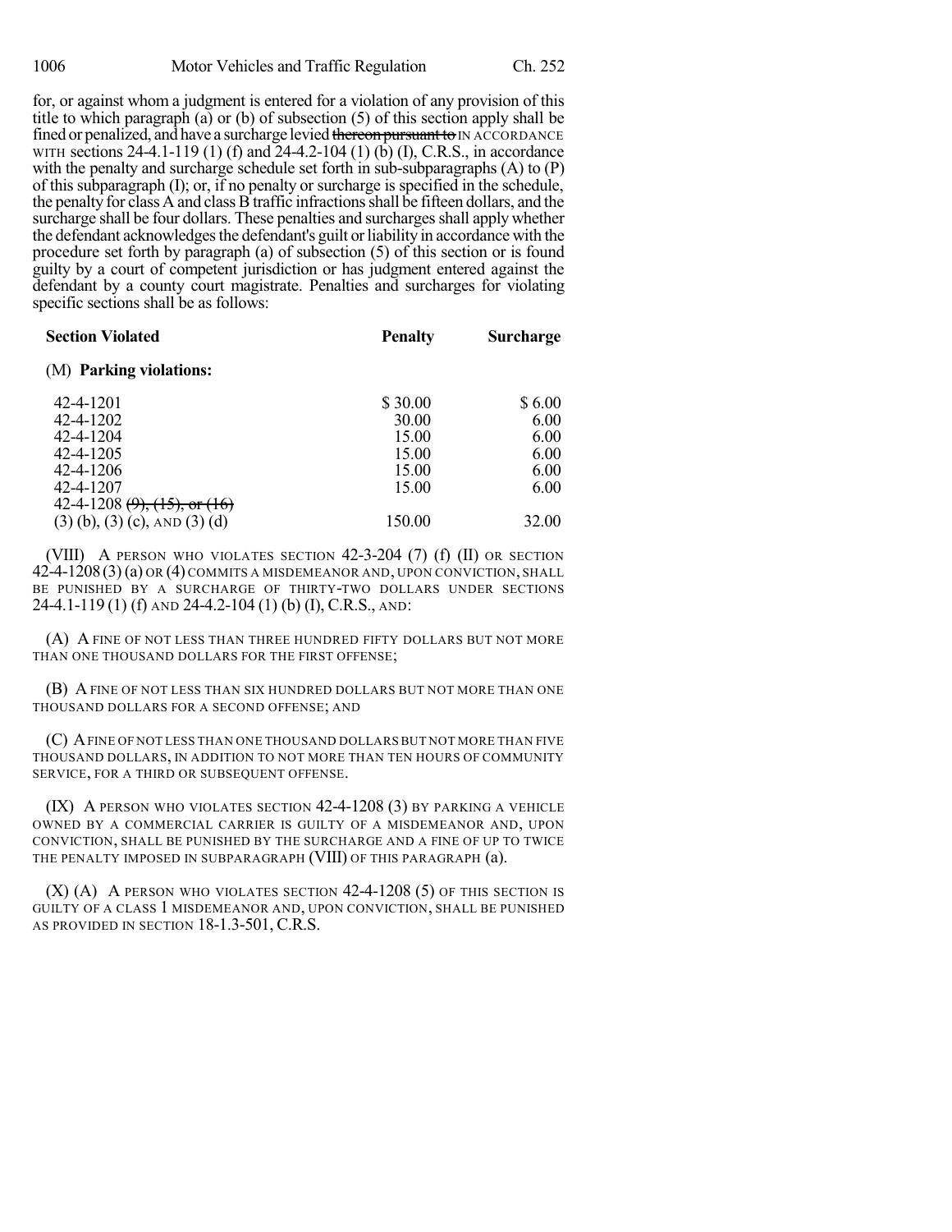for, or against whom a judgment is entered for a violation of any provision of this title to which paragraph (a) or (b) of subsection (5) of this section apply shall be fined or penalized, and have a surcharge levied ~~thereon pursuant to~~ IN ACCORDANCE WITH sections 24-4.1-119 (1) (f) and 24-4.2-104 (1) (b) (I), C.R.S., in accordance with the penalty and surcharge schedule set forth in sub-subparagraphs (A) to (P) of this subparagraph (I); or, if no penalty or surcharge is specified in the schedule, the penalty for class A and class B traffic infractions shall be fifteen dollars, and the surcharge shall be four dollars. These penalties and surcharges shall apply whether the defendant acknowledges the defendant's guilt or liability in accordance with the procedure set forth by paragraph (a) of subsection (5) of this section or is found guilty by a court of competent jurisdiction or has judgment entered against the defendant by a county court magistrate. Penalties and surcharges for violating specific sections shall be as follows:

| Section Violated | Penalty | Surcharge |
|---|---|---|
| (M) **Parking violations:** | | |
| 42-4-1201 | $ 30.00 | $ 6.00 |
| 42-4-1202 | 30.00 | 6.00 |
| 42-4-1204 | 15.00 | 6.00 |
| 42-4-1205 | 15.00 | 6.00 |
| 42-4-1206 | 15.00 | 6.00 |
| 42-4-1207 | 15.00 | 6.00 |
| 42-4-1208 ~~(9), (15), or (16)~~ (3) (b), (3) (c), AND (3) (d) | 150.00 | 32.00 |

(VIII) A PERSON WHO VIOLATES SECTION 42-3-204 (7) (f) (II) OR SECTION 42-4-1208 (3) (a) OR (4) COMMITS A MISDEMEANOR AND, UPON CONVICTION, SHALL BE PUNISHED BY A SURCHARGE OF THIRTY-TWO DOLLARS UNDER SECTIONS 24-4.1-119 (1) (f) AND 24-4.2-104 (1) (b) (I), C.R.S., AND:

(A) A FINE OF NOT LESS THAN THREE HUNDRED FIFTY DOLLARS BUT NOT MORE THAN ONE THOUSAND DOLLARS FOR THE FIRST OFFENSE;

(B) A FINE OF NOT LESS THAN SIX HUNDRED DOLLARS BUT NOT MORE THAN ONE THOUSAND DOLLARS FOR A SECOND OFFENSE; AND

(C) A FINE OF NOT LESS THAN ONE THOUSAND DOLLARS BUT NOT MORE THAN FIVE THOUSAND DOLLARS, IN ADDITION TO NOT MORE THAN TEN HOURS OF COMMUNITY SERVICE, FOR A THIRD OR SUBSEQUENT OFFENSE.

(IX) A PERSON WHO VIOLATES SECTION 42-4-1208 (3) BY PARKING A VEHICLE OWNED BY A COMMERCIAL CARRIER IS GUILTY OF A MISDEMEANOR AND, UPON CONVICTION, SHALL BE PUNISHED BY THE SURCHARGE AND A FINE OF UP TO TWICE THE PENALTY IMPOSED IN SUBPARAGRAPH (VIII) OF THIS PARAGRAPH (a).

(X) (A) A PERSON WHO VIOLATES SECTION 42-4-1208 (5) OF THIS SECTION IS GUILTY OF A CLASS 1 MISDEMEANOR AND, UPON CONVICTION, SHALL BE PUNISHED AS PROVIDED IN SECTION 18-1.3-501, C.R.S.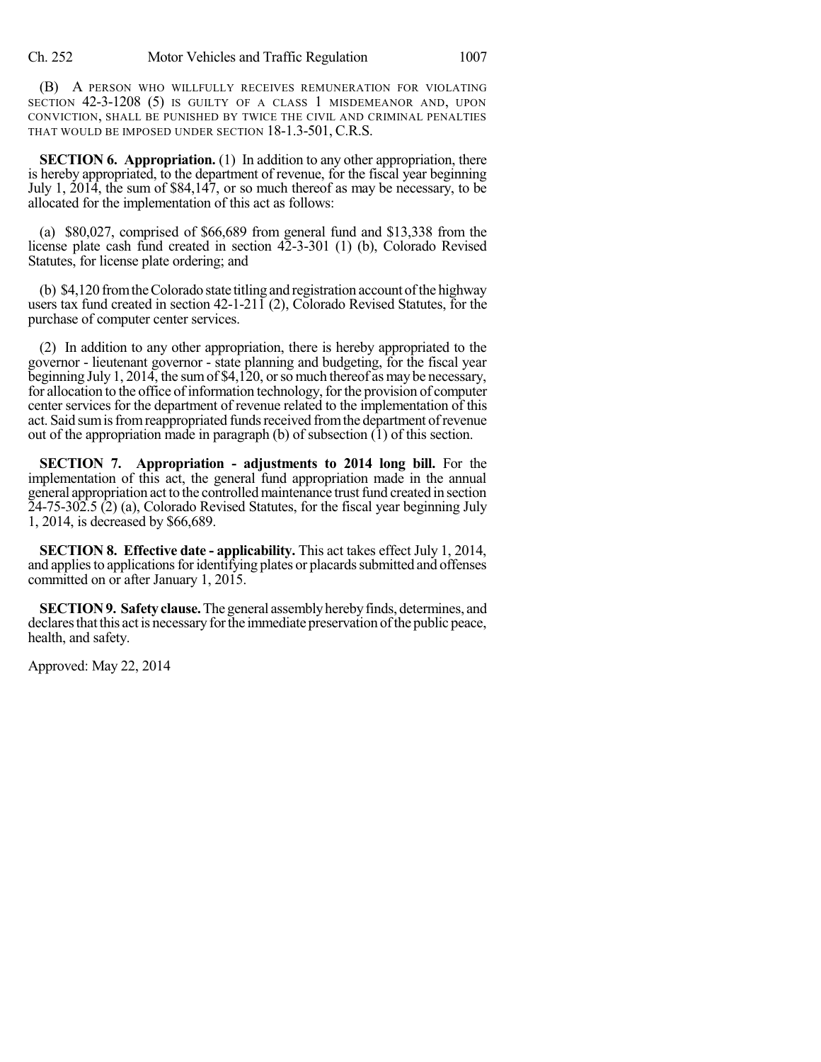(B) A PERSON WHO WILLFULLY RECEIVES REMUNERATION FOR VIOLATING SECTION 42-3-1208 (5) IS GUILTY OF A CLASS 1 MISDEMEANOR AND, UPON CONVICTION, SHALL BE PUNISHED BY TWICE THE CIVIL AND CRIMINAL PENALTIES THAT WOULD BE IMPOSED UNDER SECTION 18-1.3-501, C.R.S.

**SECTION 6. Appropriation.** (1) In addition to any other appropriation, there is hereby appropriated, to the department of revenue, for the fiscal year beginning July 1, 2014, the sum of $84,147, or so much thereof as may be necessary, to be allocated for the implementation of this act as follows:

(a) $80,027, comprised of $66,689 from general fund and $13,338 from the license plate cash fund created in section 42-3-301 (1) (b), Colorado Revised Statutes, for license plate ordering; and

(b) $4,120 from the Colorado state titling and registration account of the highway users tax fund created in section 42-1-211 (2), Colorado Revised Statutes, for the purchase of computer center services.

(2) In addition to any other appropriation, there is hereby appropriated to the governor - lieutenant governor - state planning and budgeting, for the fiscal year beginning July 1, 2014, the sum of $4,120, or so much thereof as may be necessary, for allocation to the office of information technology, for the provision of computer center services for the department of revenue related to the implementation of this act. Said sum is from reappropriated funds received from the department of revenue out of the appropriation made in paragraph (b) of subsection (1) of this section.

**SECTION 7. Appropriation - adjustments to 2014 long bill.** For the implementation of this act, the general fund appropriation made in the annual general appropriation act to the controlled maintenance trust fund created in section 24-75-302.5 (2) (a), Colorado Revised Statutes, for the fiscal year beginning July 1, 2014, is decreased by $66,689.

**SECTION 8. Effective date - applicability.** This act takes effect July 1, 2014, and applies to applications for identifying plates or placards submitted and offenses committed on or after January 1, 2015.

**SECTION 9. Safety clause.** The general assembly hereby finds, determines, and declares that this act is necessary for the immediate preservation of the public peace, health, and safety.

Approved: May 22, 2014